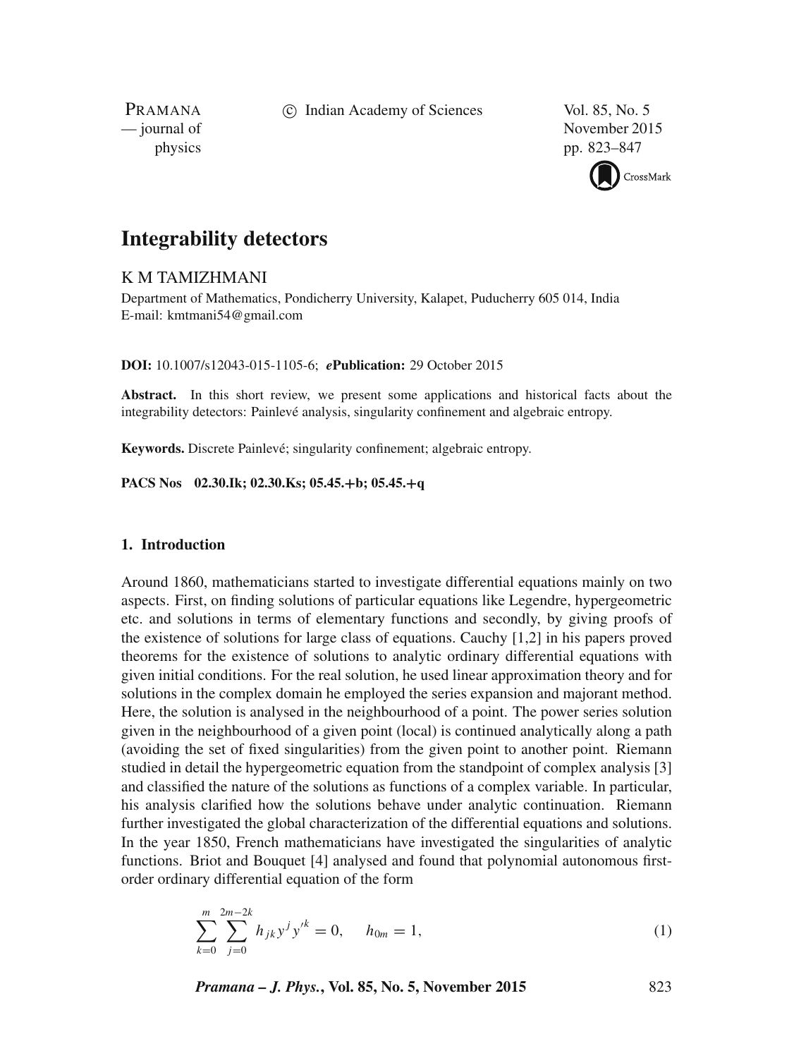# Integrability detectors

K M TAMIZHMANI

Department of Mathematics, Pondicherry University, Kalapet, Puducherry 605 014, India
E-mail: kmtmani54@gmail.com

**DOI:** 10.1007/s12043-015-1105-6; ***e*Publication:** 29 October 2015

**Abstract.** In this short review, we present some applications and historical facts about the integrability detectors: Painlevé analysis, singularity confinement and algebraic entropy.

**Keywords.** Discrete Painlevé; singularity confinement; algebraic entropy.

**PACS Nos** 02.30.Ik; 02.30.Ks; 05.45.+b; 05.45.+q

## 1. Introduction

Around 1860, mathematicians started to investigate differential equations mainly on two aspects. First, on finding solutions of particular equations like Legendre, hypergeometric etc. and solutions in terms of elementary functions and secondly, by giving proofs of the existence of solutions for large class of equations. Cauchy [1,2] in his papers proved theorems for the existence of solutions to analytic ordinary differential equations with given initial conditions. For the real solution, he used linear approximation theory and for solutions in the complex domain he employed the series expansion and majorant method. Here, the solution is analysed in the neighbourhood of a point. The power series solution given in the neighbourhood of a given point (local) is continued analytically along a path (avoiding the set of fixed singularities) from the given point to another point. Riemann studied in detail the hypergeometric equation from the standpoint of complex analysis [3] and classified the nature of the solutions as functions of a complex variable. In particular, his analysis clarified how the solutions behave under analytic continuation. Riemann further investigated the global characterization of the differential equations and solutions. In the year 1850, French mathematicians have investigated the singularities of analytic functions. Briot and Bouquet [4] analysed and found that polynomial autonomous first-order ordinary differential equation of the form

$$\sum_{k=0}^{m}\sum_{j=0}^{2m-2k} h_{jk}y^{j}y'^{k} = 0, \qquad h_{0m} = 1, \tag{1}$$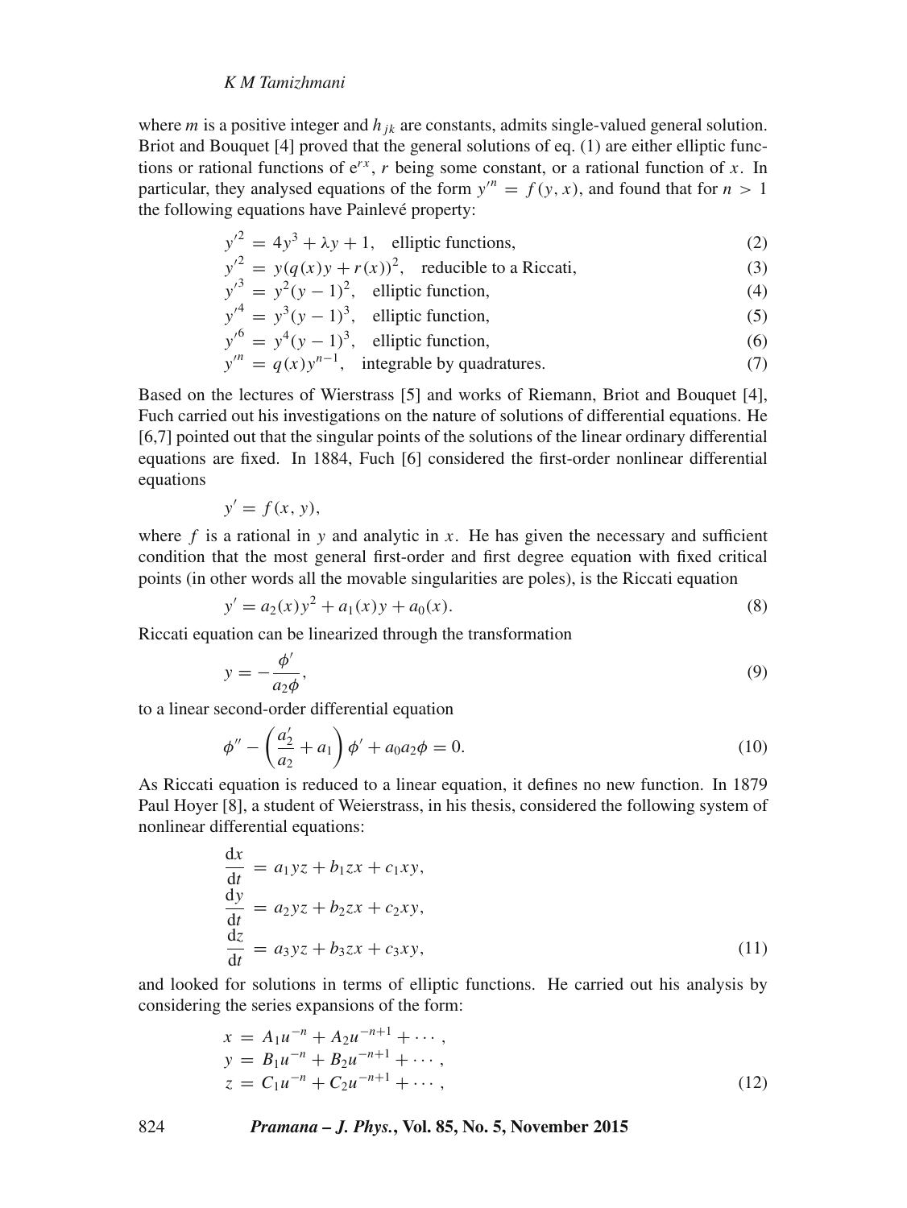where $m$ is a positive integer and $h_{jk}$ are constants, admits single-valued general solution. Briot and Bouquet [4] proved that the general solutions of eq. (1) are either elliptic functions or rational functions of $e^{rx}$, $r$ being some constant, or a rational function of $x$. In particular, they analysed equations of the form $y'^n = f(y, x)$, and found that for $n > 1$ the following equations have Painlevé property:

$$
\begin{aligned}
y'^2 &= 4y^3 + \lambda y + 1, \quad \text{elliptic functions}, && (2)\\
y'^2 &= y(q(x)y + r(x))^2, \quad \text{reducible to a Riccati}, && (3)\\
y'^3 &= y^2(y-1)^2, \quad \text{elliptic function}, && (4)\\
y'^4 &= y^3(y-1)^3, \quad \text{elliptic function}, && (5)\\
y'^6 &= y^4(y-1)^3, \quad \text{elliptic function}, && (6)\\
y'^n &= q(x)y^{n-1}, \quad \text{integrable by quadratures}. && (7)
\end{aligned}
$$

Based on the lectures of Wierstrass [5] and works of Riemann, Briot and Bouquet [4], Fuch carried out his investigations on the nature of solutions of differential equations. He [6,7] pointed out that the singular points of the solutions of the linear ordinary differential equations are fixed. In 1884, Fuch [6] considered the first-order nonlinear differential equations

$$
y' = f(x, y),
$$

where $f$ is a rational in $y$ and analytic in $x$. He has given the necessary and sufficient condition that the most general first-order and first degree equation with fixed critical points (in other words all the movable singularities are poles), is the Riccati equation

$$
y' = a_2(x)y^2 + a_1(x)y + a_0(x). \tag{8}
$$

Riccati equation can be linearized through the transformation

$$
y = -\frac{\phi'}{a_2\phi}, \tag{9}
$$

to a linear second-order differential equation

$$
\phi'' - \left(\frac{a_2'}{a_2} + a_1\right)\phi' + a_0 a_2 \phi = 0. \tag{10}
$$

As Riccati equation is reduced to a linear equation, it defines no new function. In 1879 Paul Hoyer [8], a student of Weierstrass, in his thesis, considered the following system of nonlinear differential equations:

$$
\begin{aligned}
\frac{\mathrm{d}x}{\mathrm{d}t} &= a_1 yz + b_1 zx + c_1 xy,\\
\frac{\mathrm{d}y}{\mathrm{d}t} &= a_2 yz + b_2 zx + c_2 xy,\\
\frac{\mathrm{d}z}{\mathrm{d}t} &= a_3 yz + b_3 zx + c_3 xy,
\end{aligned} \tag{11}
$$

and looked for solutions in terms of elliptic functions. He carried out his analysis by considering the series expansions of the form:

$$
\begin{aligned}
x &= A_1 u^{-n} + A_2 u^{-n+1} + \cdots,\\
y &= B_1 u^{-n} + B_2 u^{-n+1} + \cdots,\\
z &= C_1 u^{-n} + C_2 u^{-n+1} + \cdots,
\end{aligned} \tag{12}
$$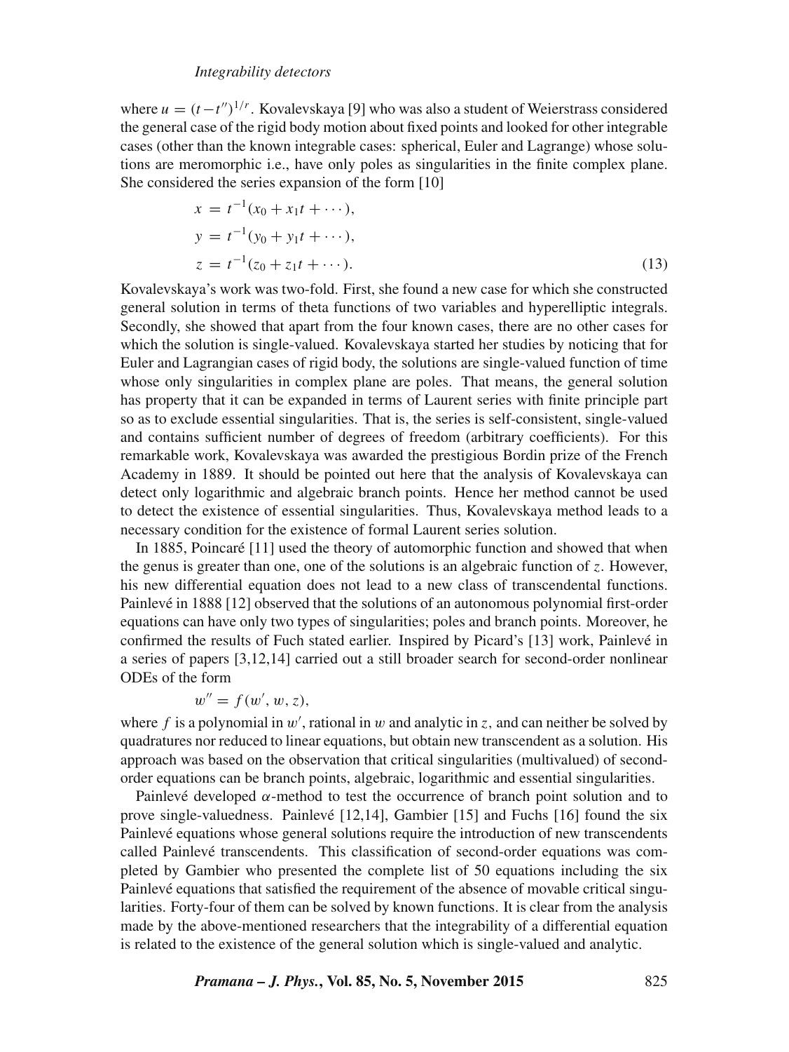where $u = (t - t'')^{1/r}$. Kovalevskaya [9] who was also a student of Weierstrass considered the general case of the rigid body motion about fixed points and looked for other integrable cases (other than the known integrable cases: spherical, Euler and Lagrange) whose solutions are meromorphic i.e., have only poles as singularities in the finite complex plane. She considered the series expansion of the form [10]

$$
\begin{aligned}
x &= t^{-1}(x_0 + x_1 t + \cdots), \\
y &= t^{-1}(y_0 + y_1 t + \cdots), \\
z &= t^{-1}(z_0 + z_1 t + \cdots).
\end{aligned}
\tag{13}
$$

Kovalevskaya's work was two-fold. First, she found a new case for which she constructed general solution in terms of theta functions of two variables and hyperelliptic integrals. Secondly, she showed that apart from the four known cases, there are no other cases for which the solution is single-valued. Kovalevskaya started her studies by noticing that for Euler and Lagrangian cases of rigid body, the solutions are single-valued function of time whose only singularities in complex plane are poles. That means, the general solution has property that it can be expanded in terms of Laurent series with finite principle part so as to exclude essential singularities. That is, the series is self-consistent, single-valued and contains sufficient number of degrees of freedom (arbitrary coefficients). For this remarkable work, Kovalevskaya was awarded the prestigious Bordin prize of the French Academy in 1889. It should be pointed out here that the analysis of Kovalevskaya can detect only logarithmic and algebraic branch points. Hence her method cannot be used to detect the existence of essential singularities. Thus, Kovalevskaya method leads to a necessary condition for the existence of formal Laurent series solution.

In 1885, Poincaré [11] used the theory of automorphic function and showed that when the genus is greater than one, one of the solutions is an algebraic function of $z$. However, his new differential equation does not lead to a new class of transcendental functions. Painlevé in 1888 [12] observed that the solutions of an autonomous polynomial first-order equations can have only two types of singularities; poles and branch points. Moreover, he confirmed the results of Fuch stated earlier. Inspired by Picard's [13] work, Painlevé in a series of papers [3,12,14] carried out a still broader search for second-order nonlinear ODEs of the form

$$
w'' = f(w', w, z),
$$

where $f$ is a polynomial in $w'$, rational in $w$ and analytic in $z$, and can neither be solved by quadratures nor reduced to linear equations, but obtain new transcendent as a solution. His approach was based on the observation that critical singularities (multivalued) of second-order equations can be branch points, algebraic, logarithmic and essential singularities.

Painlevé developed $\alpha$-method to test the occurrence of branch point solution and to prove single-valuedness. Painlevé [12,14], Gambier [15] and Fuchs [16] found the six Painlevé equations whose general solutions require the introduction of new transcendents called Painlevé transcendents. This classification of second-order equations was completed by Gambier who presented the complete list of 50 equations including the six Painlevé equations that satisfied the requirement of the absence of movable critical singularities. Forty-four of them can be solved by known functions. It is clear from the analysis made by the above-mentioned researchers that the integrability of a differential equation is related to the existence of the general solution which is single-valued and analytic.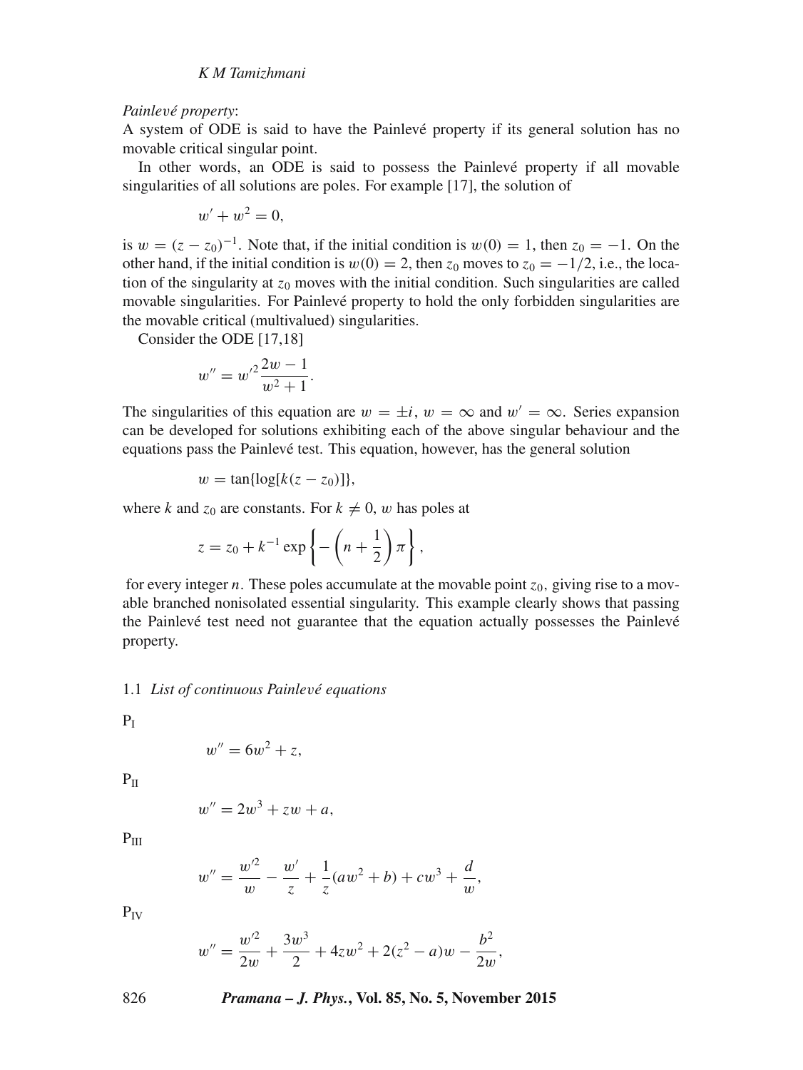*Painlevé property*:
A system of ODE is said to have the Painlevé property if its general solution has no movable critical singular point.

In other words, an ODE is said to possess the Painlevé property if all movable singularities of all solutions are poles. For example [17], the solution of

$$w' + w^2 = 0,$$

is $w = (z - z_0)^{-1}$. Note that, if the initial condition is $w(0) = 1$, then $z_0 = -1$. On the other hand, if the initial condition is $w(0) = 2$, then $z_0$ moves to $z_0 = -1/2$, i.e., the location of the singularity at $z_0$ moves with the initial condition. Such singularities are called movable singularities. For Painlevé property to hold the only forbidden singularities are the movable critical (multivalued) singularities.

Consider the ODE [17,18]

$$w'' = w'^2 \frac{2w - 1}{w^2 + 1}.$$

The singularities of this equation are $w = \pm i$, $w = \infty$ and $w' = \infty$. Series expansion can be developed for solutions exhibiting each of the above singular behaviour and the equations pass the Painlevé test. This equation, however, has the general solution

$$w = \tan\{\log[k(z - z_0)]\},$$

where $k$ and $z_0$ are constants. For $k \neq 0$, $w$ has poles at

$$z = z_0 + k^{-1} \exp\left\{-\left(n + \frac{1}{2}\right)\pi\right\},$$

for every integer $n$. These poles accumulate at the movable point $z_0$, giving rise to a movable branched nonisolated essential singularity. This example clearly shows that passing the Painlevé test need not guarantee that the equation actually possesses the Painlevé property.

### 1.1 *List of continuous Painlevé equations*

$\mathrm{P_I}$

$$w'' = 6w^2 + z,$$

$\mathrm{P_{II}}$

$$w'' = 2w^3 + zw + a,$$

$\mathrm{P_{III}}$

$$w'' = \frac{w'^2}{w} - \frac{w'}{z} + \frac{1}{z}(aw^2 + b) + cw^3 + \frac{d}{w},$$

$\mathrm{P_{IV}}$

$$w'' = \frac{w'^2}{2w} + \frac{3w^3}{2} + 4zw^2 + 2(z^2 - a)w - \frac{b^2}{2w},$$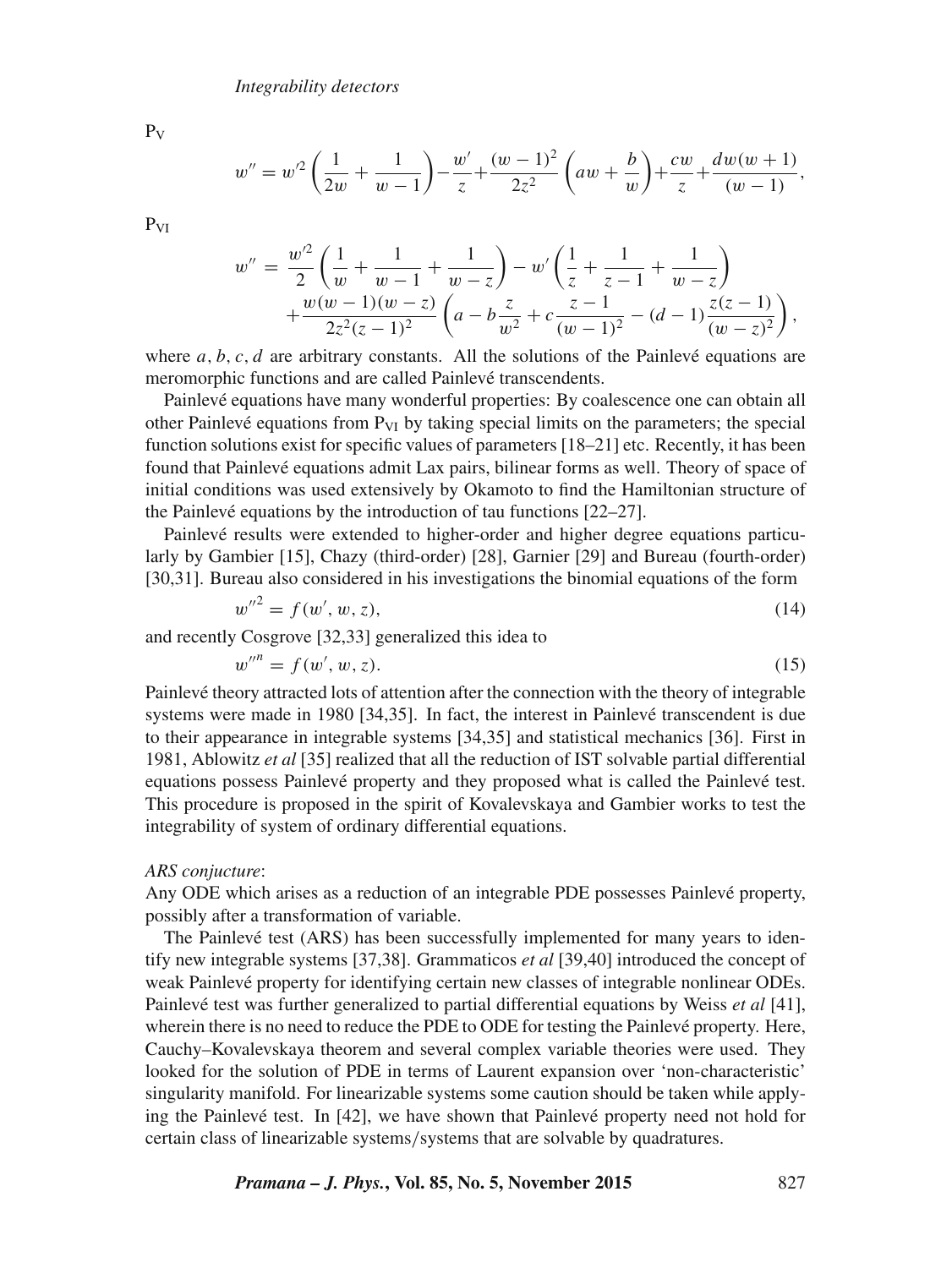$\mathrm{P_V}$

$$w'' = w'^2\left(\frac{1}{2w}+\frac{1}{w-1}\right)-\frac{w'}{z}+\frac{(w-1)^2}{2z^2}\left(aw+\frac{b}{w}\right)+\frac{cw}{z}+\frac{dw(w+1)}{(w-1)},$$

$\mathrm{P_{VI}}$

$$\begin{aligned} w'' = {} & \frac{w'^2}{2}\left(\frac{1}{w}+\frac{1}{w-1}+\frac{1}{w-z}\right)-w'\left(\frac{1}{z}+\frac{1}{z-1}+\frac{1}{w-z}\right) \\ & +\frac{w(w-1)(w-z)}{2z^2(z-1)^2}\left(a-b\frac{z}{w^2}+c\frac{z-1}{(w-1)^2}-(d-1)\frac{z(z-1)}{(w-z)^2}\right), \end{aligned}$$

where $a, b, c, d$ are arbitrary constants. All the solutions of the Painlevé equations are meromorphic functions and are called Painlevé transcendents.

Painlevé equations have many wonderful properties: By coalescence one can obtain all other Painlevé equations from $\mathrm{P_{VI}}$ by taking special limits on the parameters; the special function solutions exist for specific values of parameters [18–21] etc. Recently, it has been found that Painlevé equations admit Lax pairs, bilinear forms as well. Theory of space of initial conditions was used extensively by Okamoto to find the Hamiltonian structure of the Painlevé equations by the introduction of tau functions [22–27].

Painlevé results were extended to higher-order and higher degree equations particularly by Gambier [15], Chazy (third-order) [28], Garnier [29] and Bureau (fourth-order) [30,31]. Bureau also considered in his investigations the binomial equations of the form

$$w''^2 = f(w', w, z), \tag{14}$$

and recently Cosgrove [32,33] generalized this idea to

$$w''^n = f(w', w, z). \tag{15}$$

Painlevé theory attracted lots of attention after the connection with the theory of integrable systems were made in 1980 [34,35]. In fact, the interest in Painlevé transcendent is due to their appearance in integrable systems [34,35] and statistical mechanics [36]. First in 1981, Ablowitz *et al* [35] realized that all the reduction of IST solvable partial differential equations possess Painlevé property and they proposed what is called the Painlevé test. This procedure is proposed in the spirit of Kovalevskaya and Gambier works to test the integrability of system of ordinary differential equations.

*ARS conjucture*:
Any ODE which arises as a reduction of an integrable PDE possesses Painlevé property, possibly after a transformation of variable.

The Painlevé test (ARS) has been successfully implemented for many years to identify new integrable systems [37,38]. Grammaticos *et al* [39,40] introduced the concept of weak Painlevé property for identifying certain new classes of integrable nonlinear ODEs. Painlevé test was further generalized to partial differential equations by Weiss *et al* [41], wherein there is no need to reduce the PDE to ODE for testing the Painlevé property. Here, Cauchy–Kovalevskaya theorem and several complex variable theories were used. They looked for the solution of PDE in terms of Laurent expansion over 'non-characteristic' singularity manifold. For linearizable systems some caution should be taken while applying the Painlevé test. In [42], we have shown that Painlevé property need not hold for certain class of linearizable systems/systems that are solvable by quadratures.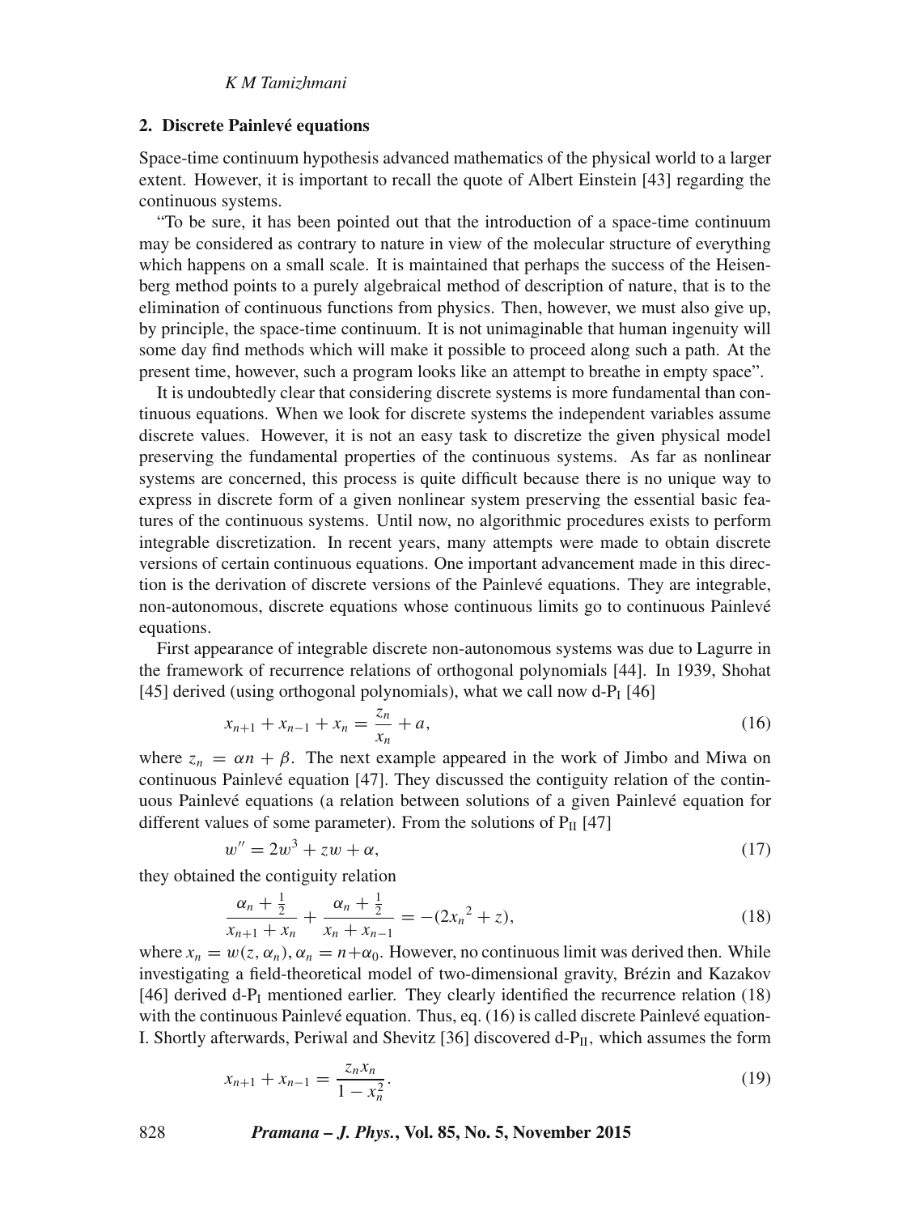## 2. Discrete Painlevé equations

Space-time continuum hypothesis advanced mathematics of the physical world to a larger extent. However, it is important to recall the quote of Albert Einstein [43] regarding the continuous systems.

"To be sure, it has been pointed out that the introduction of a space-time continuum may be considered as contrary to nature in view of the molecular structure of everything which happens on a small scale. It is maintained that perhaps the success of the Heisenberg method points to a purely algebraical method of description of nature, that is to the elimination of continuous functions from physics. Then, however, we must also give up, by principle, the space-time continuum. It is not unimaginable that human ingenuity will some day find methods which will make it possible to proceed along such a path. At the present time, however, such a program looks like an attempt to breathe in empty space".

It is undoubtedly clear that considering discrete systems is more fundamental than continuous equations. When we look for discrete systems the independent variables assume discrete values. However, it is not an easy task to discretize the given physical model preserving the fundamental properties of the continuous systems. As far as nonlinear systems are concerned, this process is quite difficult because there is no unique way to express in discrete form of a given nonlinear system preserving the essential basic features of the continuous systems. Until now, no algorithmic procedures exists to perform integrable discretization. In recent years, many attempts were made to obtain discrete versions of certain continuous equations. One important advancement made in this direction is the derivation of discrete versions of the Painlevé equations. They are integrable, non-autonomous, discrete equations whose continuous limits go to continuous Painlevé equations.

First appearance of integrable discrete non-autonomous systems was due to Lagurre in the framework of recurrence relations of orthogonal polynomials [44]. In 1939, Shohat [45] derived (using orthogonal polynomials), what we call now d-$P_{\mathrm{I}}$ [46]

$$x_{n+1} + x_{n-1} + x_n = \frac{z_n}{x_n} + a, \tag{16}$$

where $z_n = \alpha n + \beta$. The next example appeared in the work of Jimbo and Miwa on continuous Painlevé equation [47]. They discussed the contiguity relation of the continuous Painlevé equations (a relation between solutions of a given Painlevé equation for different values of some parameter). From the solutions of $P_{\mathrm{II}}$ [47]

$$w'' = 2w^3 + zw + \alpha, \tag{17}$$

they obtained the contiguity relation

$$\frac{\alpha_n + \frac{1}{2}}{x_{n+1} + x_n} + \frac{\alpha_n + \frac{1}{2}}{x_n + x_{n-1}} = -(2{x_n}^2 + z), \tag{18}$$

where $x_n = w(z, \alpha_n), \alpha_n = n + \alpha_0$. However, no continuous limit was derived then. While investigating a field-theoretical model of two-dimensional gravity, Brézin and Kazakov [46] derived d-$P_{\mathrm{I}}$ mentioned earlier. They clearly identified the recurrence relation (18) with the continuous Painlevé equation. Thus, eq. (16) is called discrete Painlevé equation-I. Shortly afterwards, Periwal and Shevitz [36] discovered d-$P_{\mathrm{II}}$, which assumes the form

$$x_{n+1} + x_{n-1} = \frac{z_n x_n}{1 - x_n^2}. \tag{19}$$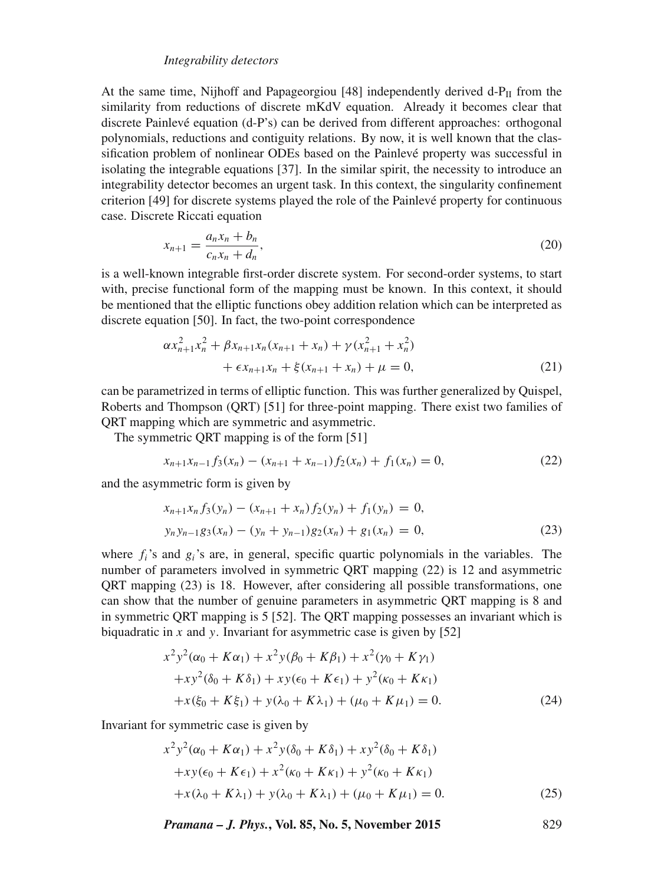At the same time, Nijhoff and Papageorgiou [48] independently derived d-$\mathrm{P_{II}}$ from the similarity from reductions of discrete mKdV equation. Already it becomes clear that discrete Painlevé equation (d-P's) can be derived from different approaches: orthogonal polynomials, reductions and contiguity relations. By now, it is well known that the classification problem of nonlinear ODEs based on the Painlevé property was successful in isolating the integrable equations [37]. In the similar spirit, the necessity to introduce an integrability detector becomes an urgent task. In this context, the singularity confinement criterion [49] for discrete systems played the role of the Painlevé property for continuous case. Discrete Riccati equation

$$x_{n+1} = \frac{a_n x_n + b_n}{c_n x_n + d_n}, \tag{20}$$

is a well-known integrable first-order discrete system. For second-order systems, to start with, precise functional form of the mapping must be known. In this context, it should be mentioned that the elliptic functions obey addition relation which can be interpreted as discrete equation [50]. In fact, the two-point correspondence

$$\begin{aligned} &\alpha x_{n+1}^2 x_n^2 + \beta x_{n+1} x_n (x_{n+1} + x_n) + \gamma (x_{n+1}^2 + x_n^2) \\ &\qquad + \epsilon x_{n+1} x_n + \xi (x_{n+1} + x_n) + \mu = 0, \end{aligned} \tag{21}$$

can be parametrized in terms of elliptic function. This was further generalized by Quispel, Roberts and Thompson (QRT) [51] for three-point mapping. There exist two families of QRT mapping which are symmetric and asymmetric.

The symmetric QRT mapping is of the form [51]

$$x_{n+1} x_{n-1} f_3(x_n) - (x_{n+1} + x_{n-1}) f_2(x_n) + f_1(x_n) = 0, \tag{22}$$

and the asymmetric form is given by

$$\begin{aligned} x_{n+1} x_n f_3(y_n) - (x_{n+1} + x_n) f_2(y_n) + f_1(y_n) &= 0, \\ y_n y_{n-1} g_3(x_n) - (y_n + y_{n-1}) g_2(x_n) + g_1(x_n) &= 0, \end{aligned} \tag{23}$$

where $f_i$'s and $g_i$'s are, in general, specific quartic polynomials in the variables. The number of parameters involved in symmetric QRT mapping (22) is 12 and asymmetric QRT mapping (23) is 18. However, after considering all possible transformations, one can show that the number of genuine parameters in asymmetric QRT mapping is 8 and in symmetric QRT mapping is 5 [52]. The QRT mapping possesses an invariant which is biquadratic in $x$ and $y$. Invariant for asymmetric case is given by [52]

$$\begin{aligned} &x^2 y^2 (\alpha_0 + K\alpha_1) + x^2 y (\beta_0 + K\beta_1) + x^2 (\gamma_0 + K\gamma_1) \\ &\quad + x y^2 (\delta_0 + K\delta_1) + x y (\epsilon_0 + K\epsilon_1) + y^2 (\kappa_0 + K\kappa_1) \\ &\quad + x (\xi_0 + K\xi_1) + y (\lambda_0 + K\lambda_1) + (\mu_0 + K\mu_1) = 0. \end{aligned} \tag{24}$$

Invariant for symmetric case is given by

$$\begin{aligned} &x^2 y^2 (\alpha_0 + K\alpha_1) + x^2 y (\delta_0 + K\delta_1) + x y^2 (\delta_0 + K\delta_1) \\ &\quad + x y (\epsilon_0 + K\epsilon_1) + x^2 (\kappa_0 + K\kappa_1) + y^2 (\kappa_0 + K\kappa_1) \\ &\quad + x (\lambda_0 + K\lambda_1) + y (\lambda_0 + K\lambda_1) + (\mu_0 + K\mu_1) = 0. \end{aligned} \tag{25}$$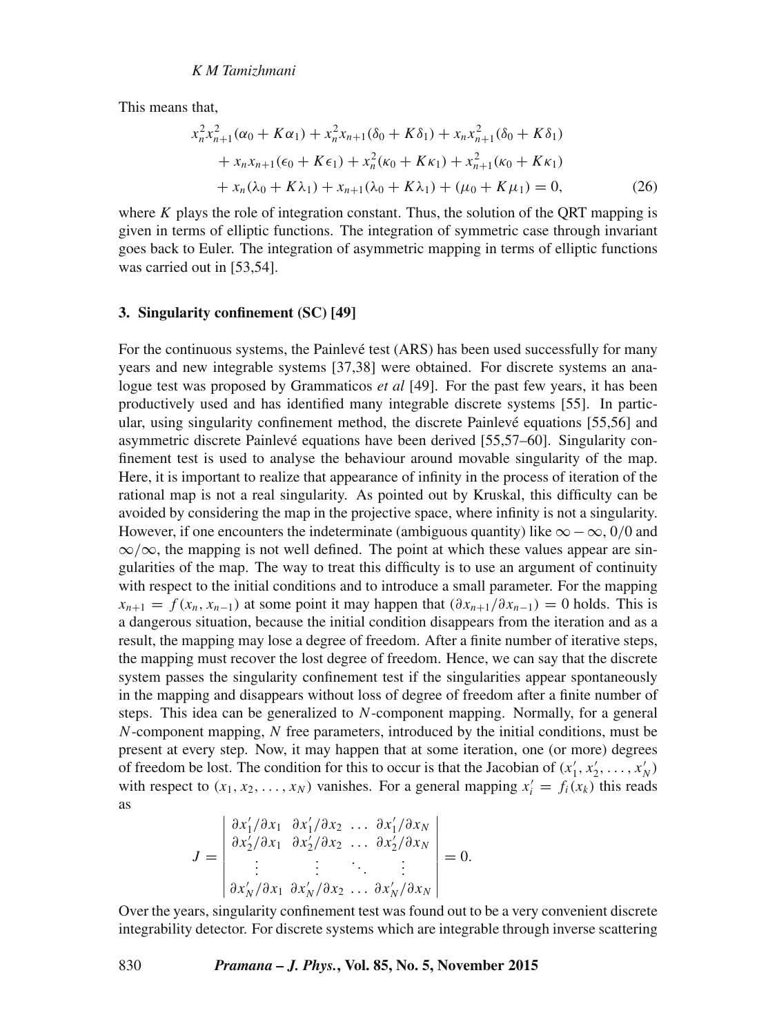This means that,

$$
\begin{aligned}
& x_n^2 x_{n+1}^2(\alpha_0 + K\alpha_1) + x_n^2 x_{n+1}(\delta_0 + K\delta_1) + x_n x_{n+1}^2(\delta_0 + K\delta_1) \\
& \quad + x_n x_{n+1}(\epsilon_0 + K\epsilon_1) + x_n^2(\kappa_0 + K\kappa_1) + x_{n+1}^2(\kappa_0 + K\kappa_1) \\
& \quad + x_n(\lambda_0 + K\lambda_1) + x_{n+1}(\lambda_0 + K\lambda_1) + (\mu_0 + K\mu_1) = 0,
\end{aligned} \tag{26}
$$

where $K$ plays the role of integration constant. Thus, the solution of the QRT mapping is given in terms of elliptic functions. The integration of symmetric case through invariant goes back to Euler. The integration of asymmetric mapping in terms of elliptic functions was carried out in [53,54].

### 3. Singularity confinement (SC) [49]

For the continuous systems, the Painlevé test (ARS) has been used successfully for many years and new integrable systems [37,38] were obtained. For discrete systems an analogue test was proposed by Grammaticos *et al* [49]. For the past few years, it has been productively used and has identified many integrable discrete systems [55]. In particular, using singularity confinement method, the discrete Painlevé equations [55,56] and asymmetric discrete Painlevé equations have been derived [55,57–60]. Singularity confinement test is used to analyse the behaviour around movable singularity of the map. Here, it is important to realize that appearance of infinity in the process of iteration of the rational map is not a real singularity. As pointed out by Kruskal, this difficulty can be avoided by considering the map in the projective space, where infinity is not a singularity. However, if one encounters the indeterminate (ambiguous quantity) like $\infty - \infty$, $0/0$ and $\infty/\infty$, the mapping is not well defined. The point at which these values appear are singularities of the map. The way to treat this difficulty is to use an argument of continuity with respect to the initial conditions and to introduce a small parameter. For the mapping $x_{n+1} = f(x_n, x_{n-1})$ at some point it may happen that $(\partial x_{n+1}/\partial x_{n-1}) = 0$ holds. This is a dangerous situation, because the initial condition disappears from the iteration and as a result, the mapping may lose a degree of freedom. After a finite number of iterative steps, the mapping must recover the lost degree of freedom. Hence, we can say that the discrete system passes the singularity confinement test if the singularities appear spontaneously in the mapping and disappears without loss of degree of freedom after a finite number of steps. This idea can be generalized to $N$-component mapping. Normally, for a general $N$-component mapping, $N$ free parameters, introduced by the initial conditions, must be present at every step. Now, it may happen that at some iteration, one (or more) degrees of freedom be lost. The condition for this to occur is that the Jacobian of $(x_1', x_2', \ldots, x_N')$ with respect to $(x_1, x_2, \ldots, x_N)$ vanishes. For a general mapping $x_i' = f_i(x_k)$ this reads as

$$
J = \begin{vmatrix}
\partial x_1'/\partial x_1 & \partial x_1'/\partial x_2 & \ldots & \partial x_1'/\partial x_N \\
\partial x_2'/\partial x_1 & \partial x_2'/\partial x_2 & \ldots & \partial x_2'/\partial x_N \\
\vdots & \vdots & \ddots & \vdots \\
\partial x_N'/\partial x_1 & \partial x_N'/\partial x_2 & \ldots & \partial x_N'/\partial x_N
\end{vmatrix} = 0.
$$

Over the years, singularity confinement test was found out to be a very convenient discrete integrability detector. For discrete systems which are integrable through inverse scattering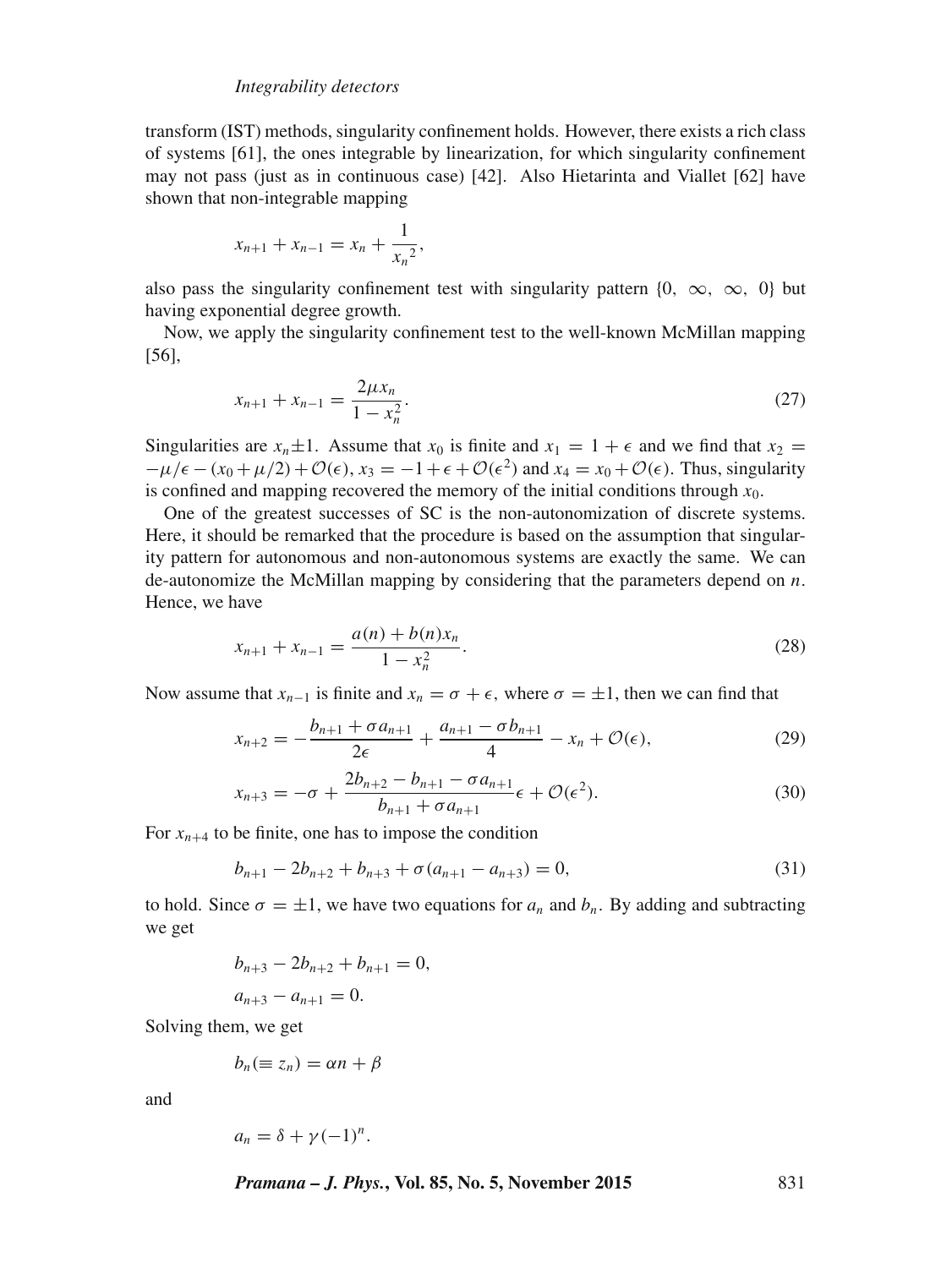transform (IST) methods, singularity confinement holds. However, there exists a rich class of systems [61], the ones integrable by linearization, for which singularity confinement may not pass (just as in continuous case) [42]. Also Hietarinta and Viallet [62] have shown that non-integrable mapping

$$x_{n+1} + x_{n-1} = x_n + \frac{1}{{x_n}^2},$$

also pass the singularity confinement test with singularity pattern $\{0,\ \infty,\ \infty,\ 0\}$ but having exponential degree growth.

Now, we apply the singularity confinement test to the well-known McMillan mapping [56],

$$x_{n+1} + x_{n-1} = \frac{2\mu x_n}{1 - x_n^2}. \tag{27}$$

Singularities are $x_n \pm 1$. Assume that $x_0$ is finite and $x_1 = 1 + \epsilon$ and we find that $x_2 = -\mu/\epsilon - (x_0 + \mu/2) + \mathcal{O}(\epsilon)$, $x_3 = -1 + \epsilon + \mathcal{O}(\epsilon^2)$ and $x_4 = x_0 + \mathcal{O}(\epsilon)$. Thus, singularity is confined and mapping recovered the memory of the initial conditions through $x_0$.

One of the greatest successes of SC is the non-autonomization of discrete systems. Here, it should be remarked that the procedure is based on the assumption that singularity pattern for autonomous and non-autonomous systems are exactly the same. We can de-autonomize the McMillan mapping by considering that the parameters depend on $n$. Hence, we have

$$x_{n+1} + x_{n-1} = \frac{a(n) + b(n)x_n}{1 - x_n^2}. \tag{28}$$

Now assume that $x_{n-1}$ is finite and $x_n = \sigma + \epsilon$, where $\sigma = \pm 1$, then we can find that

$$x_{n+2} = -\frac{b_{n+1} + \sigma a_{n+1}}{2\epsilon} + \frac{a_{n+1} - \sigma b_{n+1}}{4} - x_n + \mathcal{O}(\epsilon), \tag{29}$$

$$x_{n+3} = -\sigma + \frac{2b_{n+2} - b_{n+1} - \sigma a_{n+1}}{b_{n+1} + \sigma a_{n+1}}\epsilon + \mathcal{O}(\epsilon^2). \tag{30}$$

For $x_{n+4}$ to be finite, one has to impose the condition

$$b_{n+1} - 2b_{n+2} + b_{n+3} + \sigma(a_{n+1} - a_{n+3}) = 0, \tag{31}$$

to hold. Since $\sigma = \pm 1$, we have two equations for $a_n$ and $b_n$. By adding and subtracting we get

$$b_{n+3} - 2b_{n+2} + b_{n+1} = 0,$$

$$a_{n+3} - a_{n+1} = 0.$$

Solving them, we get

$$b_n (\equiv z_n) = \alpha n + \beta$$

and

$$a_n = \delta + \gamma(-1)^n.$$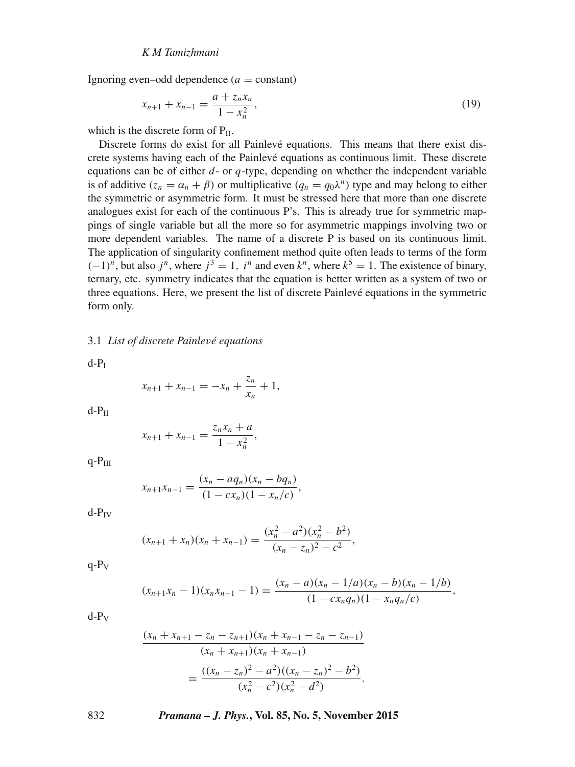Ignoring even–odd dependence ($a$ = constant)

$$x_{n+1} + x_{n-1} = \frac{a + z_n x_n}{1 - x_n^2}, \tag{19}$$

which is the discrete form of $P_{II}$.

Discrete forms do exist for all Painlevé equations. This means that there exist discrete systems having each of the Painlevé equations as continuous limit. These discrete equations can be of either $d$- or $q$-type, depending on whether the independent variable is of additive ($z_n = \alpha_n + \beta$) or multiplicative ($q_n = q_0 \lambda^n$) type and may belong to either the symmetric or asymmetric form. It must be stressed here that more than one discrete analogues exist for each of the continuous P's. This is already true for symmetric mappings of single variable but all the more so for asymmetric mappings involving two or more dependent variables. The name of a discrete P is based on its continuous limit. The application of singularity confinement method quite often leads to terms of the form $(-1)^n$, but also $j^n$, where $j^3 = 1$, $i^n$ and even $k^n$, where $k^5 = 1$. The existence of binary, ternary, etc. symmetry indicates that the equation is better written as a system of two or three equations. Here, we present the list of discrete Painlevé equations in the symmetric form only.

### 3.1 *List of discrete Painlevé equations*

d-$P_I$

$$x_{n+1} + x_{n-1} = -x_n + \frac{z_n}{x_n} + 1,$$

d-$P_{II}$

$$x_{n+1} + x_{n-1} = \frac{z_n x_n + a}{1 - x_n^2},$$

q-$P_{III}$

$$x_{n+1} x_{n-1} = \frac{(x_n - a q_n)(x_n - b q_n)}{(1 - c x_n)(1 - x_n/c)},$$

d-$P_{IV}$

$$(x_{n+1} + x_n)(x_n + x_{n-1}) = \frac{(x_n^2 - a^2)(x_n^2 - b^2)}{(x_n - z_n)^2 - c^2},$$

q-$P_V$

$$(x_{n+1} x_n - 1)(x_n x_{n-1} - 1) = \frac{(x_n - a)(x_n - 1/a)(x_n - b)(x_n - 1/b)}{(1 - c x_n q_n)(1 - x_n q_n/c)},$$

d-$P_V$

$$\frac{(x_n + x_{n+1} - z_n - z_{n+1})(x_n + x_{n-1} - z_n - z_{n-1})}{(x_n + x_{n+1})(x_n + x_{n-1})} = \frac{((x_n - z_n)^2 - a^2)((x_n - z_n)^2 - b^2)}{(x_n^2 - c^2)(x_n^2 - d^2)}.$$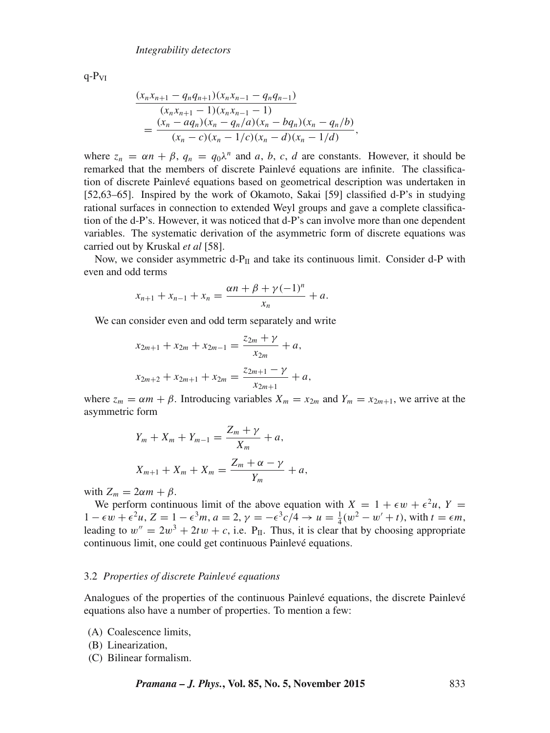q-$\mathrm{P_{VI}}$

$$\frac{(x_n x_{n+1} - q_n q_{n+1})(x_n x_{n-1} - q_n q_{n-1})}{(x_n x_{n+1} - 1)(x_n x_{n-1} - 1)} = \frac{(x_n - a q_n)(x_n - q_n/a)(x_n - b q_n)(x_n - q_n/b)}{(x_n - c)(x_n - 1/c)(x_n - d)(x_n - 1/d)},$$

where $z_n = \alpha n + \beta$, $q_n = q_0 \lambda^n$ and $a$, $b$, $c$, $d$ are constants. However, it should be remarked that the members of discrete Painlevé equations are infinite. The classification of discrete Painlevé equations based on geometrical description was undertaken in [52,63–65]. Inspired by the work of Okamoto, Sakai [59] classified d-P's in studying rational surfaces in connection to extended Weyl groups and gave a complete classification of the d-P's. However, it was noticed that d-P's can involve more than one dependent variables. The systematic derivation of the asymmetric form of discrete equations was carried out by Kruskal *et al* [58].

Now, we consider asymmetric d-$\mathrm{P_{II}}$ and take its continuous limit. Consider d-P with even and odd terms

$$x_{n+1} + x_{n-1} + x_n = \frac{\alpha n + \beta + \gamma(-1)^n}{x_n} + a.$$

We can consider even and odd term separately and write

$$x_{2m+1} + x_{2m} + x_{2m-1} = \frac{z_{2m} + \gamma}{x_{2m}} + a,$$

$$x_{2m+2} + x_{2m+1} + x_{2m} = \frac{z_{2m+1} - \gamma}{x_{2m+1}} + a,$$

where $z_m = \alpha m + \beta$. Introducing variables $X_m = x_{2m}$ and $Y_m = x_{2m+1}$, we arrive at the asymmetric form

$$Y_m + X_m + Y_{m-1} = \frac{Z_m + \gamma}{X_m} + a,$$

$$X_{m+1} + X_m + X_m = \frac{Z_m + \alpha - \gamma}{Y_m} + a,$$

with $Z_m = 2\alpha m + \beta$.

We perform continuous limit of the above equation with $X = 1 + \epsilon w + \epsilon^2 u$, $Y = 1 - \epsilon w + \epsilon^2 u$, $Z = 1 - \epsilon^3 m$, $a = 2$, $\gamma = -\epsilon^3 c/4 \to u = \frac{1}{4}(w^2 - w' + t)$, with $t = \epsilon m$, leading to $w'' = 2w^3 + 2tw + c$, i.e. $\mathrm{P_{II}}$. Thus, it is clear that by choosing appropriate continuous limit, one could get continuous Painlevé equations.

### 3.2 *Properties of discrete Painlevé equations*

Analogues of the properties of the continuous Painlevé equations, the discrete Painlevé equations also have a number of properties. To mention a few:

(A) Coalescence limits,
(B) Linearization,
(C) Bilinear formalism.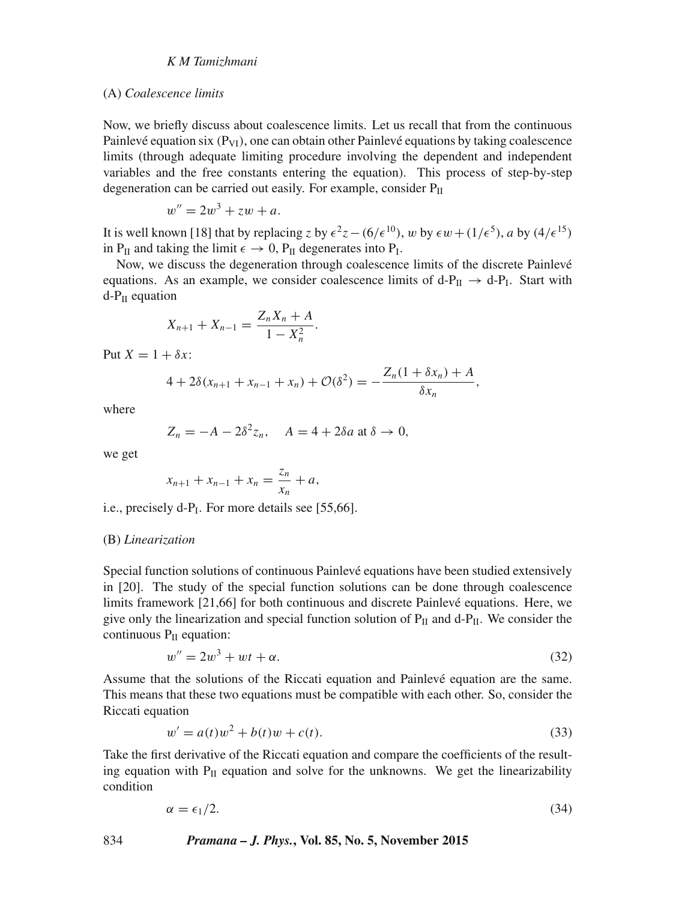(A) *Coalescence limits*

Now, we briefly discuss about coalescence limits. Let us recall that from the continuous Painlevé equation six ($P_{VI}$), one can obtain other Painlevé equations by taking coalescence limits (through adequate limiting procedure involving the dependent and independent variables and the free constants entering the equation). This process of step-by-step degeneration can be carried out easily. For example, consider $P_{II}$

$$w'' = 2w^3 + zw + a.$$

It is well known [18] that by replacing $z$ by $\epsilon^2 z - (6/\epsilon^{10})$, $w$ by $\epsilon w + (1/\epsilon^5)$, $a$ by $(4/\epsilon^{15})$ in $P_{II}$ and taking the limit $\epsilon \to 0$, $P_{II}$ degenerates into $P_I$.

Now, we discuss the degeneration through coalescence limits of the discrete Painlevé equations. As an example, we consider coalescence limits of d-$P_{II}$ $\to$ d-$P_I$. Start with d-$P_{II}$ equation

$$X_{n+1} + X_{n-1} = \frac{Z_n X_n + A}{1 - X_n^2}.$$

Put $X = 1 + \delta x$:

$$4 + 2\delta(x_{n+1} + x_{n-1} + x_n) + \mathcal{O}(\delta^2) = -\frac{Z_n(1 + \delta x_n) + A}{\delta x_n},$$

where

$$Z_n = -A - 2\delta^2 z_n, \quad A = 4 + 2\delta a \text{ at } \delta \to 0,$$

we get

$$x_{n+1} + x_{n-1} + x_n = \frac{z_n}{x_n} + a,$$

i.e., precisely d-$P_I$. For more details see [55,66].

(B) *Linearization*

Special function solutions of continuous Painlevé equations have been studied extensively in [20]. The study of the special function solutions can be done through coalescence limits framework [21,66] for both continuous and discrete Painlevé equations. Here, we give only the linearization and special function solution of $P_{II}$ and d-$P_{II}$. We consider the continuous $P_{II}$ equation:

$$w'' = 2w^3 + wt + \alpha. \tag{32}$$

Assume that the solutions of the Riccati equation and Painlevé equation are the same. This means that these two equations must be compatible with each other. So, consider the Riccati equation

$$w' = a(t)w^2 + b(t)w + c(t). \tag{33}$$

Take the first derivative of the Riccati equation and compare the coefficients of the resulting equation with $P_{II}$ equation and solve for the unknowns. We get the linearizability condition

$$\alpha = \epsilon_1/2. \tag{34}$$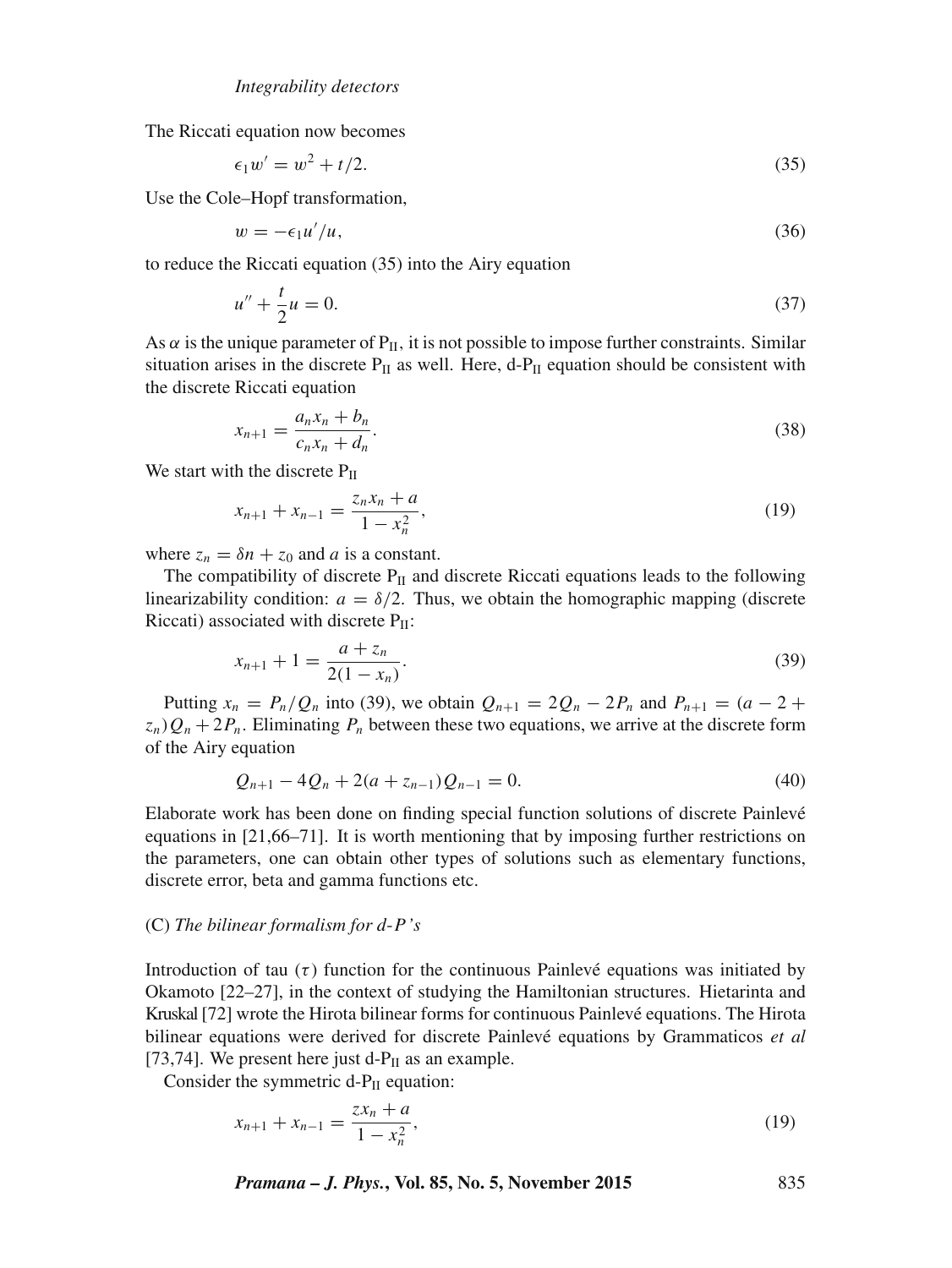The Riccati equation now becomes

$$\epsilon_1 w' = w^2 + t/2. \tag{35}$$

Use the Cole–Hopf transformation,

$$w = -\epsilon_1 u'/u, \tag{36}$$

to reduce the Riccati equation (35) into the Airy equation

$$u'' + \frac{t}{2}u = 0. \tag{37}$$

As $\alpha$ is the unique parameter of $\mathrm{P_{II}}$, it is not possible to impose further constraints. Similar situation arises in the discrete $\mathrm{P_{II}}$ as well. Here, d-$\mathrm{P_{II}}$ equation should be consistent with the discrete Riccati equation

$$x_{n+1} = \frac{a_n x_n + b_n}{c_n x_n + d_n}. \tag{38}$$

We start with the discrete $\mathrm{P_{II}}$

$$x_{n+1} + x_{n-1} = \frac{z_n x_n + a}{1 - x_n^2}, \tag{19}$$

where $z_n = \delta n + z_0$ and $a$ is a constant.

The compatibility of discrete $\mathrm{P_{II}}$ and discrete Riccati equations leads to the following linearizability condition: $a = \delta/2$. Thus, we obtain the homographic mapping (discrete Riccati) associated with discrete $\mathrm{P_{II}}$:

$$x_{n+1} + 1 = \frac{a + z_n}{2(1 - x_n)}. \tag{39}$$

Putting $x_n = P_n/Q_n$ into (39), we obtain $Q_{n+1} = 2Q_n - 2P_n$ and $P_{n+1} = (a - 2 + z_n)Q_n + 2P_n$. Eliminating $P_n$ between these two equations, we arrive at the discrete form of the Airy equation

$$Q_{n+1} - 4Q_n + 2(a + z_{n-1})Q_{n-1} = 0. \tag{40}$$

Elaborate work has been done on finding special function solutions of discrete Painlevé equations in [21,66–71]. It is worth mentioning that by imposing further restrictions on the parameters, one can obtain other types of solutions such as elementary functions, discrete error, beta and gamma functions etc.

(C) *The bilinear formalism for d-P's*

Introduction of tau ($\tau$) function for the continuous Painlevé equations was initiated by Okamoto [22–27], in the context of studying the Hamiltonian structures. Hietarinta and Kruskal [72] wrote the Hirota bilinear forms for continuous Painlevé equations. The Hirota bilinear equations were derived for discrete Painlevé equations by Grammaticos *et al* [73,74]. We present here just d-$\mathrm{P_{II}}$ as an example.

Consider the symmetric d-$\mathrm{P_{II}}$ equation:

$$x_{n+1} + x_{n-1} = \frac{z x_n + a}{1 - x_n^2}, \tag{19}$$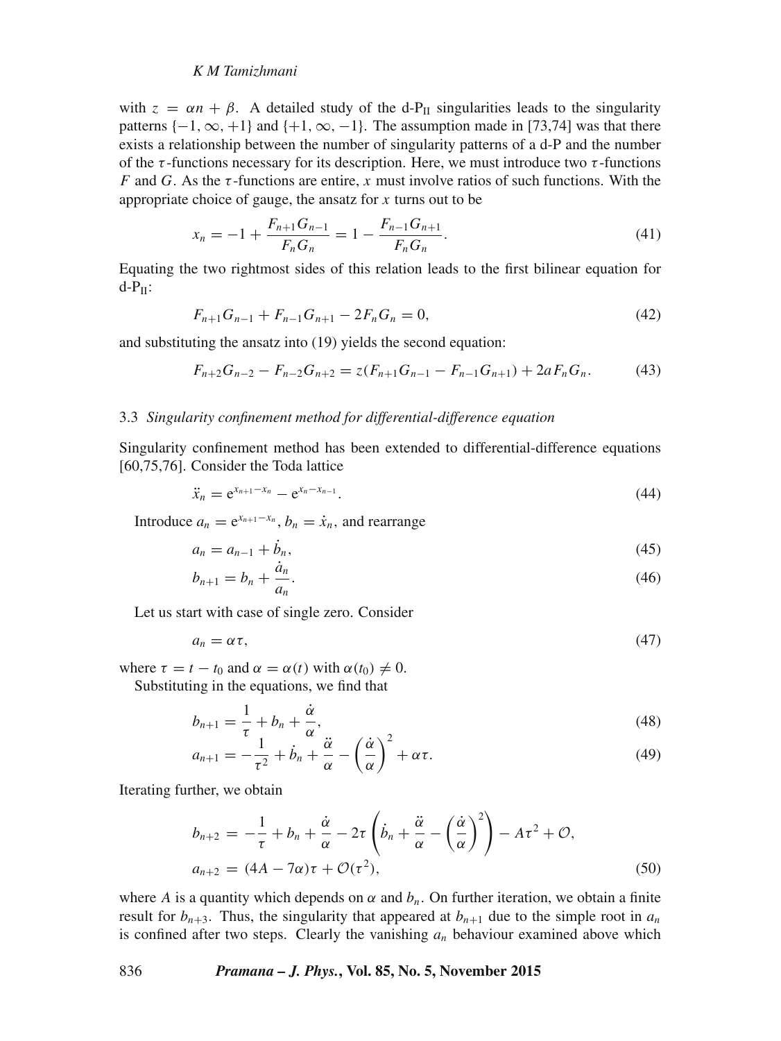with $z = \alpha n + \beta$. A detailed study of the d-$\mathrm{P_{II}}$ singularities leads to the singularity patterns $\{-1, \infty, +1\}$ and $\{+1, \infty, -1\}$. The assumption made in [73,74] was that there exists a relationship between the number of singularity patterns of a d-P and the number of the $\tau$-functions necessary for its description. Here, we must introduce two $\tau$-functions $F$ and $G$. As the $\tau$-functions are entire, $x$ must involve ratios of such functions. With the appropriate choice of gauge, the ansatz for $x$ turns out to be

$$x_n = -1 + \frac{F_{n+1}G_{n-1}}{F_n G_n} = 1 - \frac{F_{n-1}G_{n+1}}{F_n G_n}. \tag{41}$$

Equating the two rightmost sides of this relation leads to the first bilinear equation for d-$\mathrm{P_{II}}$:

$$F_{n+1}G_{n-1} + F_{n-1}G_{n+1} - 2F_n G_n = 0, \tag{42}$$

and substituting the ansatz into (19) yields the second equation:

$$F_{n+2}G_{n-2} - F_{n-2}G_{n+2} = z(F_{n+1}G_{n-1} - F_{n-1}G_{n+1}) + 2aF_n G_n. \tag{43}$$

### 3.3 *Singularity confinement method for differential-difference equation*

Singularity confinement method has been extended to differential-difference equations [60,75,76]. Consider the Toda lattice

$$\ddot{x}_n = \mathrm{e}^{x_{n+1}-x_n} - \mathrm{e}^{x_n - x_{n-1}}. \tag{44}$$

Introduce $a_n = \mathrm{e}^{x_{n+1}-x_n}$, $b_n = \dot{x}_n$, and rearrange

$$a_n = a_{n-1} + \dot{b}_n, \tag{45}$$

$$b_{n+1} = b_n + \frac{\dot{a}_n}{a_n}. \tag{46}$$

Let us start with case of single zero. Consider

$$a_n = \alpha\tau, \tag{47}$$

where $\tau = t - t_0$ and $\alpha = \alpha(t)$ with $\alpha(t_0) \neq 0$.

Substituting in the equations, we find that

$$b_{n+1} = \frac{1}{\tau} + b_n + \frac{\dot{\alpha}}{\alpha}, \tag{48}$$

$$a_{n+1} = -\frac{1}{\tau^2} + \dot{b}_n + \frac{\ddot{\alpha}}{\alpha} - \left(\frac{\dot{\alpha}}{\alpha}\right)^2 + \alpha\tau. \tag{49}$$

Iterating further, we obtain

$$\begin{aligned} b_{n+2} &= -\frac{1}{\tau} + b_n + \frac{\dot{\alpha}}{\alpha} - 2\tau\left(\dot{b}_n + \frac{\ddot{\alpha}}{\alpha} - \left(\frac{\dot{\alpha}}{\alpha}\right)^2\right) - A\tau^2 + \mathcal{O}, \\ a_{n+2} &= (4A - 7\alpha)\tau + \mathcal{O}(\tau^2), \end{aligned} \tag{50}$$

where $A$ is a quantity which depends on $\alpha$ and $b_n$. On further iteration, we obtain a finite result for $b_{n+3}$. Thus, the singularity that appeared at $b_{n+1}$ due to the simple root in $a_n$ is confined after two steps. Clearly the vanishing $a_n$ behaviour examined above which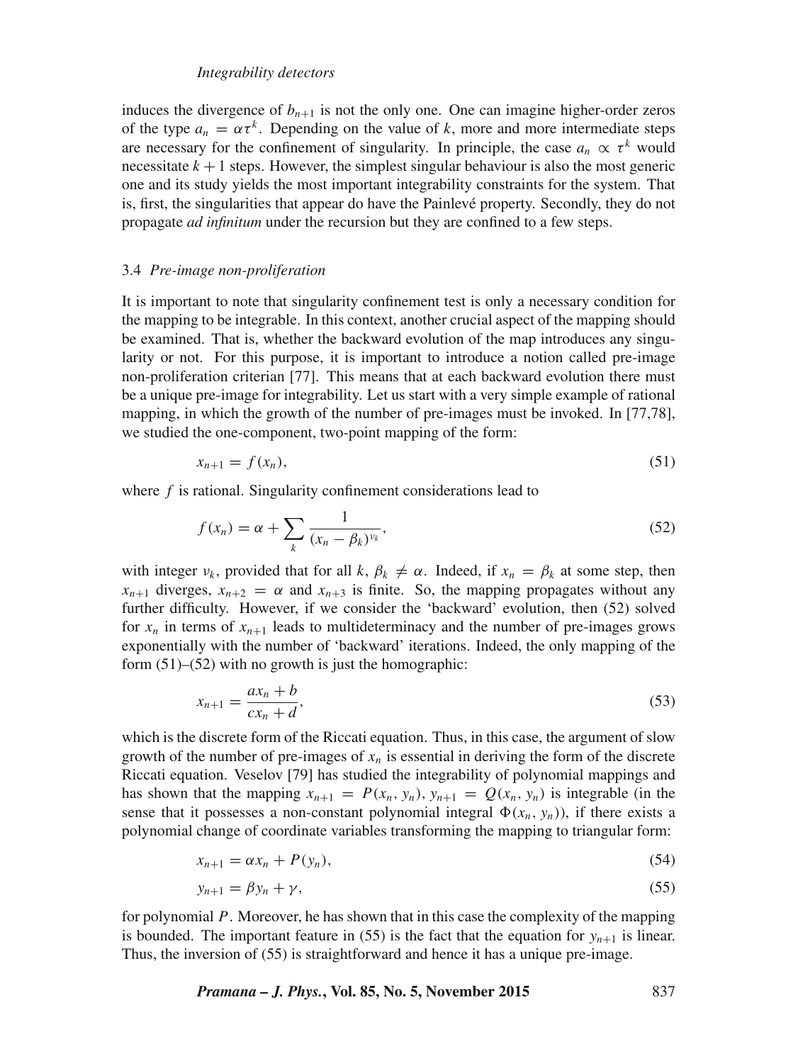induces the divergence of $b_{n+1}$ is not the only one. One can imagine higher-order zeros of the type $a_n = \alpha\tau^k$. Depending on the value of $k$, more and more intermediate steps are necessary for the confinement of singularity. In principle, the case $a_n \propto \tau^k$ would necessitate $k+1$ steps. However, the simplest singular behaviour is also the most generic one and its study yields the most important integrability constraints for the system. That is, first, the singularities that appear do have the Painlevé property. Secondly, they do not propagate *ad infinitum* under the recursion but they are confined to a few steps.

### 3.4 *Pre-image non-proliferation*

It is important to note that singularity confinement test is only a necessary condition for the mapping to be integrable. In this context, another crucial aspect of the mapping should be examined. That is, whether the backward evolution of the map introduces any singularity or not. For this purpose, it is important to introduce a notion called pre-image non-proliferation criterian [77]. This means that at each backward evolution there must be a unique pre-image for integrability. Let us start with a very simple example of rational mapping, in which the growth of the number of pre-images must be invoked. In [77,78], we studied the one-component, two-point mapping of the form:

$$x_{n+1} = f(x_n), \tag{51}$$

where $f$ is rational. Singularity confinement considerations lead to

$$f(x_n) = \alpha + \sum_k \frac{1}{(x_n - \beta_k)^{\nu_k}}, \tag{52}$$

with integer $\nu_k$, provided that for all $k$, $\beta_k \neq \alpha$. Indeed, if $x_n = \beta_k$ at some step, then $x_{n+1}$ diverges, $x_{n+2} = \alpha$ and $x_{n+3}$ is finite. So, the mapping propagates without any further difficulty. However, if we consider the 'backward' evolution, then (52) solved for $x_n$ in terms of $x_{n+1}$ leads to multideterminacy and the number of pre-images grows exponentially with the number of 'backward' iterations. Indeed, the only mapping of the form (51)–(52) with no growth is just the homographic:

$$x_{n+1} = \frac{ax_n + b}{cx_n + d}, \tag{53}$$

which is the discrete form of the Riccati equation. Thus, in this case, the argument of slow growth of the number of pre-images of $x_n$ is essential in deriving the form of the discrete Riccati equation. Veselov [79] has studied the integrability of polynomial mappings and has shown that the mapping $x_{n+1} = P(x_n, y_n)$, $y_{n+1} = Q(x_n, y_n)$ is integrable (in the sense that it possesses a non-constant polynomial integral $\Phi(x_n, y_n)$), if there exists a polynomial change of coordinate variables transforming the mapping to triangular form:

$$x_{n+1} = \alpha x_n + P(y_n), \tag{54}$$

$$y_{n+1} = \beta y_n + \gamma, \tag{55}$$

for polynomial $P$. Moreover, he has shown that in this case the complexity of the mapping is bounded. The important feature in (55) is the fact that the equation for $y_{n+1}$ is linear. Thus, the inversion of (55) is straightforward and hence it has a unique pre-image.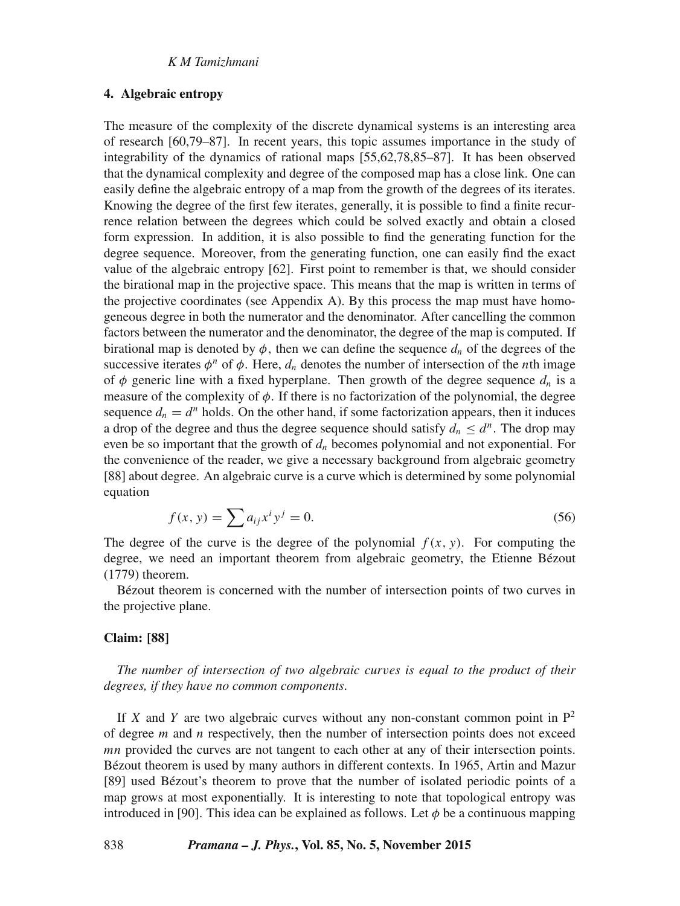## 4. Algebraic entropy

The measure of the complexity of the discrete dynamical systems is an interesting area of research [60,79–87]. In recent years, this topic assumes importance in the study of integrability of the dynamics of rational maps [55,62,78,85–87]. It has been observed that the dynamical complexity and degree of the composed map has a close link. One can easily define the algebraic entropy of a map from the growth of the degrees of its iterates. Knowing the degree of the first few iterates, generally, it is possible to find a finite recurrence relation between the degrees which could be solved exactly and obtain a closed form expression. In addition, it is also possible to find the generating function for the degree sequence. Moreover, from the generating function, one can easily find the exact value of the algebraic entropy [62]. First point to remember is that, we should consider the birational map in the projective space. This means that the map is written in terms of the projective coordinates (see Appendix A). By this process the map must have homogeneous degree in both the numerator and the denominator. After cancelling the common factors between the numerator and the denominator, the degree of the map is computed. If birational map is denoted by $\phi$, then we can define the sequence $d_n$ of the degrees of the successive iterates $\phi^n$ of $\phi$. Here, $d_n$ denotes the number of intersection of the $n$th image of $\phi$ generic line with a fixed hyperplane. Then growth of the degree sequence $d_n$ is a measure of the complexity of $\phi$. If there is no factorization of the polynomial, the degree sequence $d_n = d^n$ holds. On the other hand, if some factorization appears, then it induces a drop of the degree and thus the degree sequence should satisfy $d_n \leq d^n$. The drop may even be so important that the growth of $d_n$ becomes polynomial and not exponential. For the convenience of the reader, we give a necessary background from algebraic geometry [88] about degree. An algebraic curve is a curve which is determined by some polynomial equation

$$f(x, y) = \sum a_{ij} x^i y^j = 0. \tag{56}$$

The degree of the curve is the degree of the polynomial $f(x, y)$. For computing the degree, we need an important theorem from algebraic geometry, the Etienne Bézout (1779) theorem.

Bézout theorem is concerned with the number of intersection points of two curves in the projective plane.

**Claim: [88]**

*The number of intersection of two algebraic curves is equal to the product of their degrees, if they have no common components.*

If $X$ and $Y$ are two algebraic curves without any non-constant common point in $\mathrm{P}^2$ of degree $m$ and $n$ respectively, then the number of intersection points does not exceed $mn$ provided the curves are not tangent to each other at any of their intersection points. Bézout theorem is used by many authors in different contexts. In 1965, Artin and Mazur [89] used Bézout's theorem to prove that the number of isolated periodic points of a map grows at most exponentially. It is interesting to note that topological entropy was introduced in [90]. This idea can be explained as follows. Let $\phi$ be a continuous mapping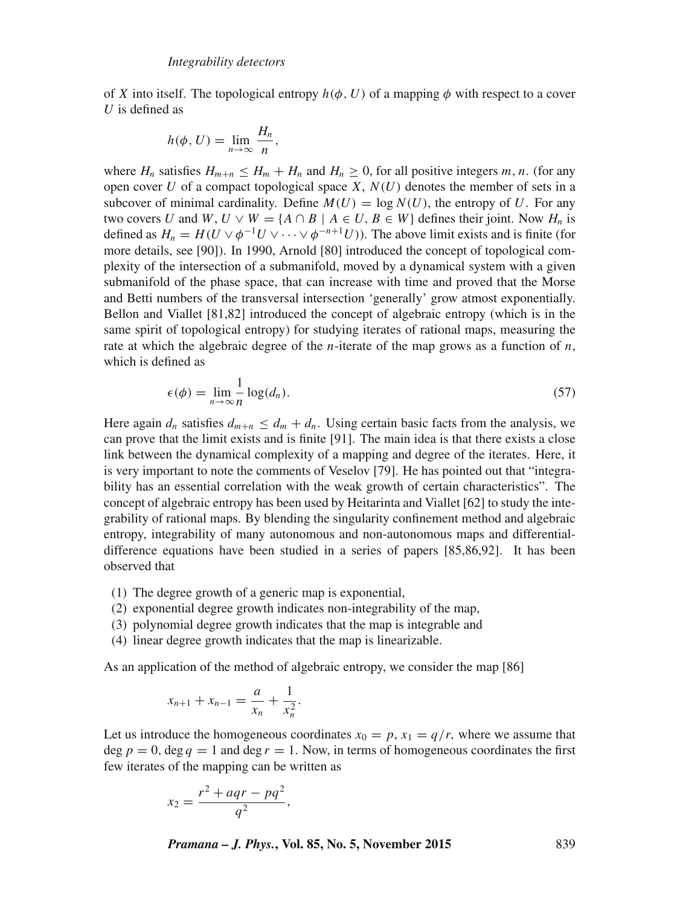of $X$ into itself. The topological entropy $h(\phi, U)$ of a mapping $\phi$ with respect to a cover $U$ is defined as

$$h(\phi, U) = \lim_{n\to\infty} \frac{H_n}{n},$$

where $H_n$ satisfies $H_{m+n} \le H_m + H_n$ and $H_n \ge 0$, for all positive integers $m, n$. (for any open cover $U$ of a compact topological space $X$, $N(U)$ denotes the member of sets in a subcover of minimal cardinality. Define $M(U) = \log N(U)$, the entropy of $U$. For any two covers $U$ and $W$, $U \vee W = \{A \cap B \mid A \in U, B \in W\}$ defines their joint. Now $H_n$ is defined as $H_n = H(U \vee \phi^{-1}U \vee \cdots \vee \phi^{-n+1}U))$. The above limit exists and is finite (for more details, see [90]). In 1990, Arnold [80] introduced the concept of topological complexity of the intersection of a submanifold, moved by a dynamical system with a given submanifold of the phase space, that can increase with time and proved that the Morse and Betti numbers of the transversal intersection 'generally' grow atmost exponentially. Bellon and Viallet [81,82] introduced the concept of algebraic entropy (which is in the same spirit of topological entropy) for studying iterates of rational maps, measuring the rate at which the algebraic degree of the $n$-iterate of the map grows as a function of $n$, which is defined as

$$\epsilon(\phi) = \lim_{n\to\infty} \frac{1}{n} \log(d_n). \tag{57}$$

Here again $d_n$ satisfies $d_{m+n} \le d_m + d_n$. Using certain basic facts from the analysis, we can prove that the limit exists and is finite [91]. The main idea is that there exists a close link between the dynamical complexity of a mapping and degree of the iterates. Here, it is very important to note the comments of Veselov [79]. He has pointed out that "integrability has an essential correlation with the weak growth of certain characteristics". The concept of algebraic entropy has been used by Heitarinta and Viallet [62] to study the integrability of rational maps. By blending the singularity confinement method and algebraic entropy, integrability of many autonomous and non-autonomous maps and differential-difference equations have been studied in a series of papers [85,86,92]. It has been observed that

(1) The degree growth of a generic map is exponential,
(2) exponential degree growth indicates non-integrability of the map,
(3) polynomial degree growth indicates that the map is integrable and
(4) linear degree growth indicates that the map is linearizable.

As an application of the method of algebraic entropy, we consider the map [86]

$$x_{n+1} + x_{n-1} = \frac{a}{x_n} + \frac{1}{x_n^2}.$$

Let us introduce the homogeneous coordinates $x_0 = p$, $x_1 = q/r$, where we assume that $\deg p = 0$, $\deg q = 1$ and $\deg r = 1$. Now, in terms of homogeneous coordinates the first few iterates of the mapping can be written as

$$x_2 = \frac{r^2 + aqr - pq^2}{q^2},$$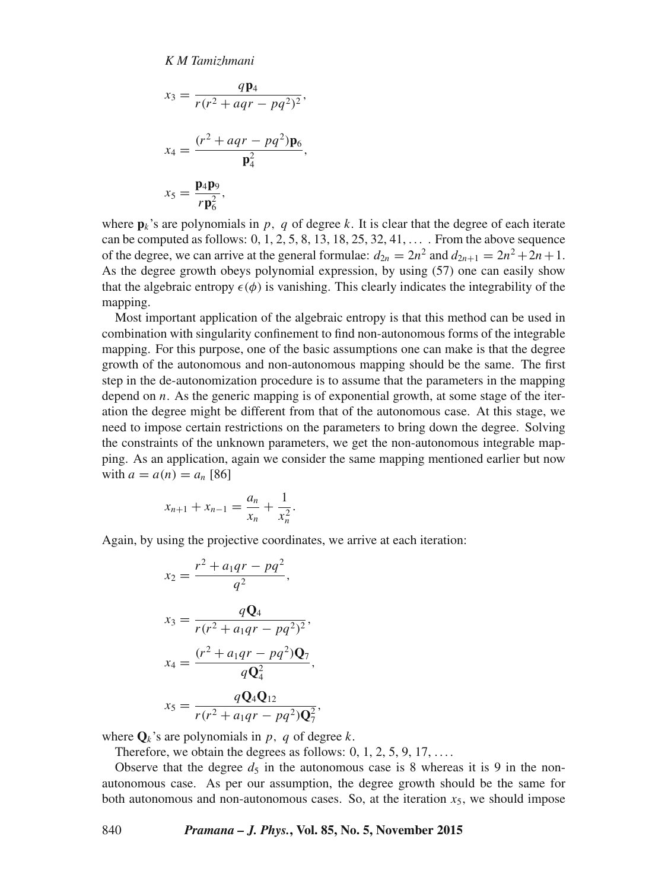$$x_3 = \frac{q\mathbf{p}_4}{r(r^2 + aqr - pq^2)^2},$$

$$x_4 = \frac{(r^2 + aqr - pq^2)\mathbf{p}_6}{\mathbf{p}_4^2},$$

$$x_5 = \frac{\mathbf{p}_4\mathbf{p}_9}{r\mathbf{p}_6^2},$$

where $\mathbf{p}_k$'s are polynomials in $p,\ q$ of degree $k$. It is clear that the degree of each iterate can be computed as follows: 0, 1, 2, 5, 8, 13, 18, 25, 32, 41, … . From the above sequence of the degree, we can arrive at the general formulae: $d_{2n} = 2n^2$ and $d_{2n+1} = 2n^2 + 2n + 1$. As the degree growth obeys polynomial expression, by using (57) one can easily show that the algebraic entropy $\epsilon(\phi)$ is vanishing. This clearly indicates the integrability of the mapping.

Most important application of the algebraic entropy is that this method can be used in combination with singularity confinement to find non-autonomous forms of the integrable mapping. For this purpose, one of the basic assumptions one can make is that the degree growth of the autonomous and non-autonomous mapping should be the same. The first step in the de-autonomization procedure is to assume that the parameters in the mapping depend on $n$. As the generic mapping is of exponential growth, at some stage of the iteration the degree might be different from that of the autonomous case. At this stage, we need to impose certain restrictions on the parameters to bring down the degree. Solving the constraints of the unknown parameters, we get the non-autonomous integrable mapping. As an application, again we consider the same mapping mentioned earlier but now with $a = a(n) = a_n$ [86]

$$x_{n+1} + x_{n-1} = \frac{a_n}{x_n} + \frac{1}{x_n^2}.$$

Again, by using the projective coordinates, we arrive at each iteration:

$$x_2 = \frac{r^2 + a_1 qr - pq^2}{q^2},$$

$$x_3 = \frac{q\mathbf{Q}_4}{r(r^2 + a_1 qr - pq^2)^2},$$

$$x_4 = \frac{(r^2 + a_1 qr - pq^2)\mathbf{Q}_7}{q\mathbf{Q}_4^2},$$

$$x_5 = \frac{q\mathbf{Q}_4\mathbf{Q}_{12}}{r(r^2 + a_1 qr - pq^2)\mathbf{Q}_7^2},$$

where $\mathbf{Q}_k$'s are polynomials in $p,\ q$ of degree $k$.

Therefore, we obtain the degrees as follows: 0, 1, 2, 5, 9, 17, … .

Observe that the degree $d_5$ in the autonomous case is 8 whereas it is 9 in the non-autonomous case. As per our assumption, the degree growth should be the same for both autonomous and non-autonomous cases. So, at the iteration $x_5$, we should impose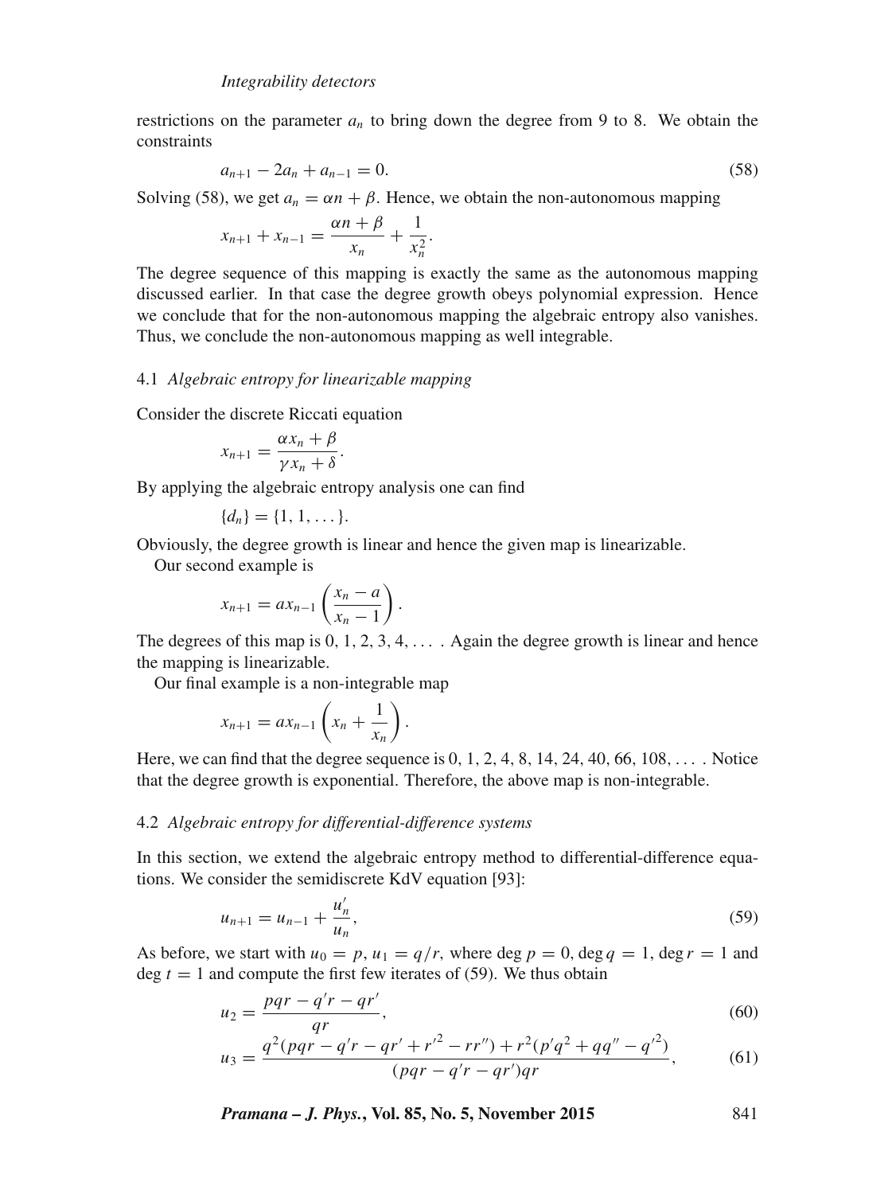restrictions on the parameter $a_n$ to bring down the degree from 9 to 8. We obtain the constraints

$$a_{n+1} - 2a_n + a_{n-1} = 0. \tag{58}$$

Solving (58), we get $a_n = \alpha n + \beta$. Hence, we obtain the non-autonomous mapping

$$x_{n+1} + x_{n-1} = \frac{\alpha n + \beta}{x_n} + \frac{1}{x_n^2}.$$

The degree sequence of this mapping is exactly the same as the autonomous mapping discussed earlier. In that case the degree growth obeys polynomial expression. Hence we conclude that for the non-autonomous mapping the algebraic entropy also vanishes. Thus, we conclude the non-autonomous mapping as well integrable.

### 4.1 *Algebraic entropy for linearizable mapping*

Consider the discrete Riccati equation

$$x_{n+1} = \frac{\alpha x_n + \beta}{\gamma x_n + \delta}.$$

By applying the algebraic entropy analysis one can find

$$\{d_n\} = \{1, 1, \ldots\}.$$

Obviously, the degree growth is linear and hence the given map is linearizable.

Our second example is

$$x_{n+1} = a x_{n-1} \left( \frac{x_n - a}{x_n - 1} \right).$$

The degrees of this map is 0, 1, 2, 3, 4, . . . . Again the degree growth is linear and hence the mapping is linearizable.

Our final example is a non-integrable map

$$x_{n+1} = a x_{n-1} \left( x_n + \frac{1}{x_n} \right).$$

Here, we can find that the degree sequence is 0, 1, 2, 4, 8, 14, 24, 40, 66, 108, . . . . Notice that the degree growth is exponential. Therefore, the above map is non-integrable.

### 4.2 *Algebraic entropy for differential-difference systems*

In this section, we extend the algebraic entropy method to differential-difference equations. We consider the semidiscrete KdV equation [93]:

$$u_{n+1} = u_{n-1} + \frac{u_n'}{u_n}, \tag{59}$$

As before, we start with $u_0 = p$, $u_1 = q/r$, where $\deg p = 0$, $\deg q = 1$, $\deg r = 1$ and $\deg t = 1$ and compute the first few iterates of (59). We thus obtain

$$u_2 = \frac{pqr - q'r - qr'}{qr}, \tag{60}$$

$$u_3 = \frac{q^2(pqr - q'r - qr' + r'^2 - rr'') + r^2(p'q^2 + qq'' - q'^2)}{(pqr - q'r - qr')qr}, \tag{61}$$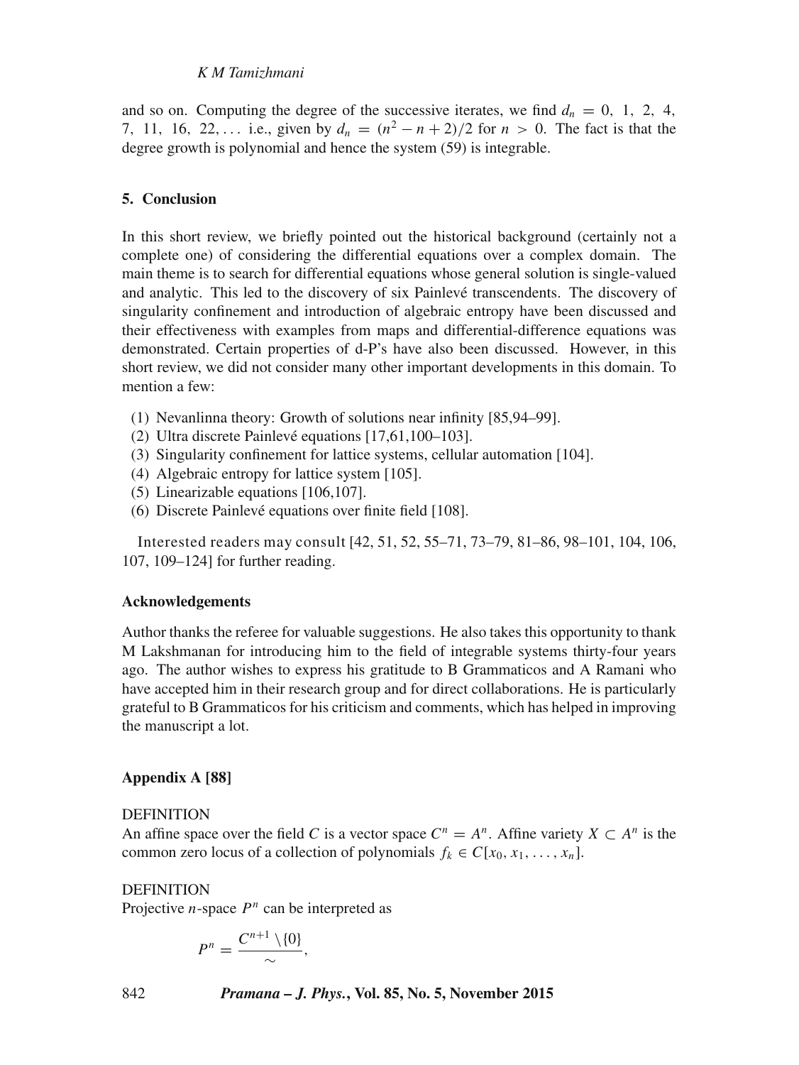and so on. Computing the degree of the successive iterates, we find $d_n = 0, 1, 2, 4, 7, 11, 16, 22, \ldots$ i.e., given by $d_n = (n^2 - n + 2)/2$ for $n > 0$. The fact is that the degree growth is polynomial and hence the system (59) is integrable.

## 5. Conclusion

In this short review, we briefly pointed out the historical background (certainly not a complete one) of considering the differential equations over a complex domain. The main theme is to search for differential equations whose general solution is single-valued and analytic. This led to the discovery of six Painlevé transcendents. The discovery of singularity confinement and introduction of algebraic entropy have been discussed and their effectiveness with examples from maps and differential-difference equations was demonstrated. Certain properties of d-P's have also been discussed. However, in this short review, we did not consider many other important developments in this domain. To mention a few:

(1) Nevanlinna theory: Growth of solutions near infinity [85,94–99].
(2) Ultra discrete Painlevé equations [17,61,100–103].
(3) Singularity confinement for lattice systems, cellular automation [104].
(4) Algebraic entropy for lattice system [105].
(5) Linearizable equations [106,107].
(6) Discrete Painlevé equations over finite field [108].

Interested readers may consult [42, 51, 52, 55–71, 73–79, 81–86, 98–101, 104, 106, 107, 109–124] for further reading.

### Acknowledgements

Author thanks the referee for valuable suggestions. He also takes this opportunity to thank M Lakshmanan for introducing him to the field of integrable systems thirty-four years ago. The author wishes to express his gratitude to B Grammaticos and A Ramani who have accepted him in their research group and for direct collaborations. He is particularly grateful to B Grammaticos for his criticism and comments, which has helped in improving the manuscript a lot.

### Appendix A [88]

DEFINITION
An affine space over the field $C$ is a vector space $C^n = A^n$. Affine variety $X \subset A^n$ is the common zero locus of a collection of polynomials $f_k \in C[x_0, x_1, \ldots, x_n]$.

DEFINITION
Projective $n$-space $P^n$ can be interpreted as

$$P^n = \frac{C^{n+1} \setminus \{0\}}{\sim},$$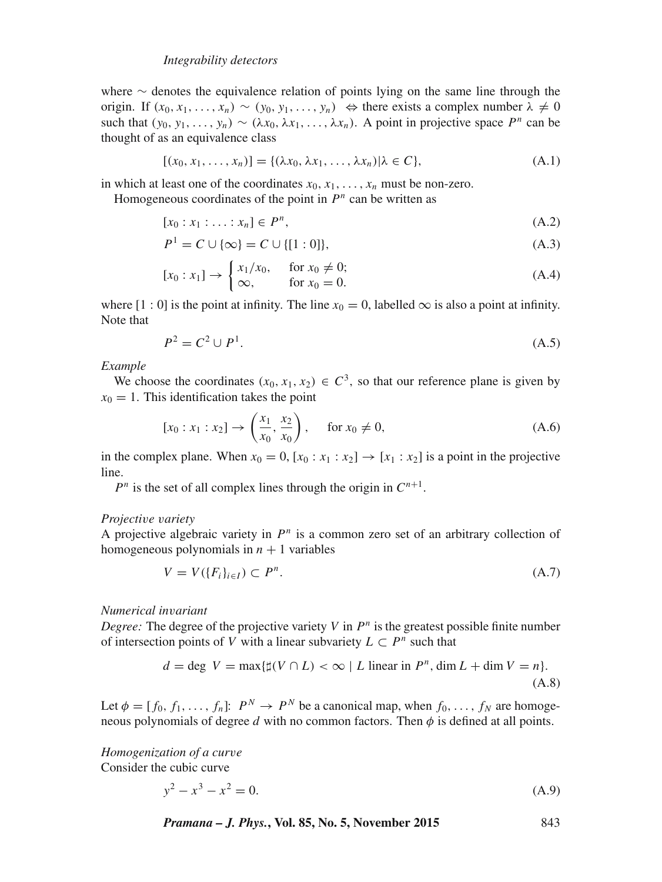where $\sim$ denotes the equivalence relation of points lying on the same line through the origin. If $(x_0, x_1, \ldots, x_n) \sim (y_0, y_1, \ldots, y_n) \Leftrightarrow$ there exists a complex number $\lambda \neq 0$ such that $(y_0, y_1, \ldots, y_n) \sim (\lambda x_0, \lambda x_1, \ldots, \lambda x_n)$. A point in projective space $P^n$ can be thought of as an equivalence class

$$[(x_0, x_1, \ldots, x_n)] = \{(\lambda x_0, \lambda x_1, \ldots, \lambda x_n) | \lambda \in C\}, \tag{A.1}$$

in which at least one of the coordinates $x_0, x_1, \ldots, x_n$ must be non-zero.

Homogeneous coordinates of the point in $P^n$ can be written as

$$[x_0 : x_1 : \ldots : x_n] \in P^n, \tag{A.2}$$

$$P^1 = C \cup \{\infty\} = C \cup \{[1:0]\}, \tag{A.3}$$

$$[x_0 : x_1] \to \begin{cases} x_1/x_0, & \text{for } x_0 \neq 0; \\ \infty, & \text{for } x_0 = 0. \end{cases} \tag{A.4}$$

where $[1 : 0]$ is the point at infinity. The line $x_0 = 0$, labelled $\infty$ is also a point at infinity. Note that

$$P^2 = C^2 \cup P^1. \tag{A.5}$$

*Example*

We choose the coordinates $(x_0, x_1, x_2) \in C^3$, so that our reference plane is given by $x_0 = 1$. This identification takes the point

$$[x_0 : x_1 : x_2] \to \left(\frac{x_1}{x_0}, \frac{x_2}{x_0}\right), \quad \text{for } x_0 \neq 0, \tag{A.6}$$

in the complex plane. When $x_0 = 0$, $[x_0 : x_1 : x_2] \to [x_1 : x_2]$ is a point in the projective line.

$P^n$ is the set of all complex lines through the origin in $C^{n+1}$.

*Projective variety*

A projective algebraic variety in $P^n$ is a common zero set of an arbitrary collection of homogeneous polynomials in $n + 1$ variables

$$V = V(\{F_i\}_{i \in I}) \subset P^n. \tag{A.7}$$

*Numerical invariant*

*Degree:* The degree of the projective variety $V$ in $P^n$ is the greatest possible finite number of intersection points of $V$ with a linear subvariety $L \subset P^n$ such that

$$d = \deg\ V = \max\{\sharp(V \cap L) < \infty \mid L \text{ linear in } P^n, \dim L + \dim V = n\}. \tag{A.8}$$

Let $\phi = [f_0, f_1, \ldots, f_n]$: $P^N \to P^N$ be a canonical map, when $f_0, \ldots, f_N$ are homogeneous polynomials of degree $d$ with no common factors. Then $\phi$ is defined at all points.

*Homogenization of a curve*

Consider the cubic curve

$$y^2 - x^3 - x^2 = 0. \tag{A.9}$$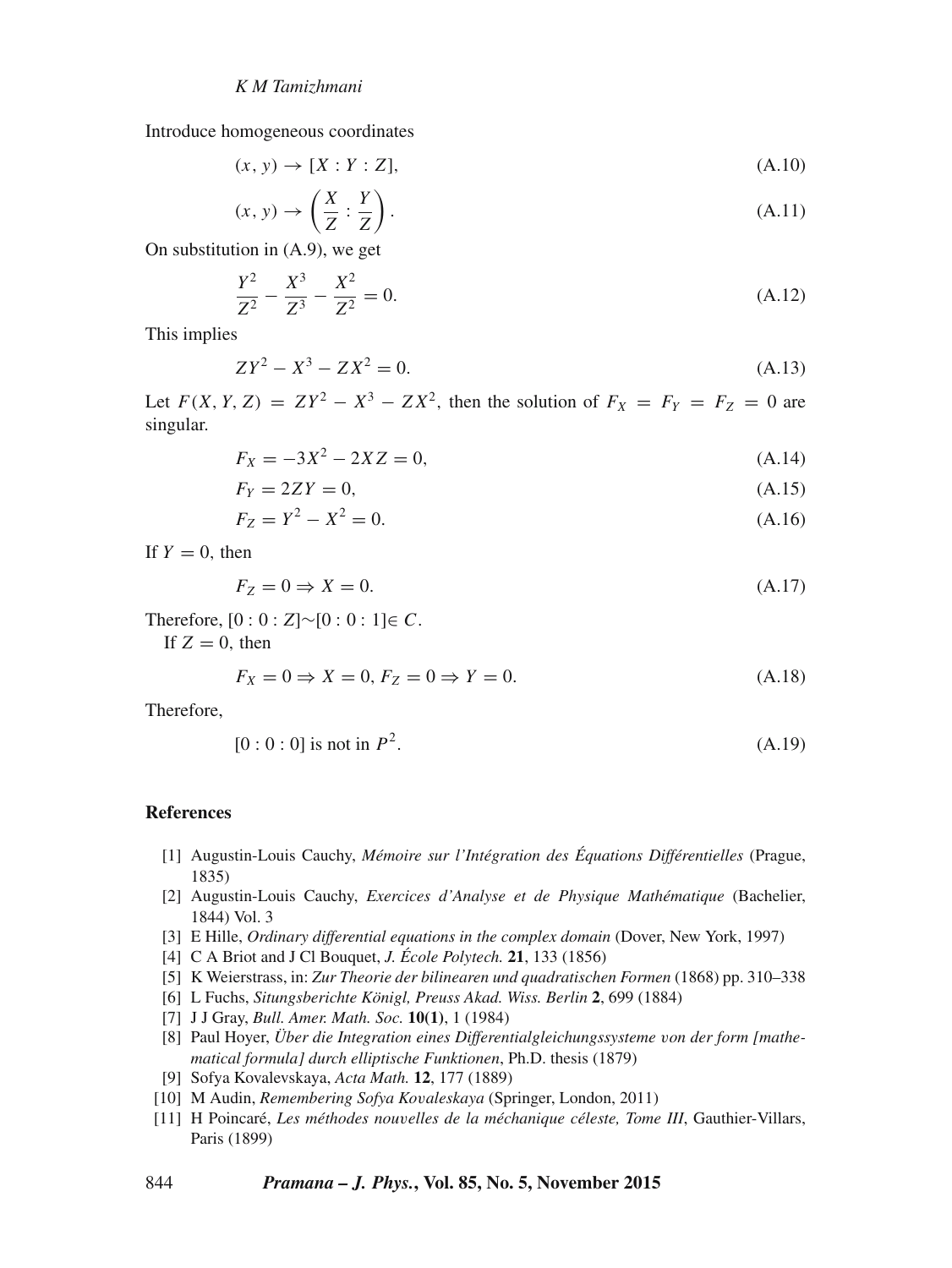Introduce homogeneous coordinates

$$(x, y) \to [X : Y : Z], \tag{A.10}$$

$$(x, y) \to \left(\frac{X}{Z} : \frac{Y}{Z}\right). \tag{A.11}$$

On substitution in (A.9), we get

$$\frac{Y^2}{Z^2} - \frac{X^3}{Z^3} - \frac{X^2}{Z^2} = 0. \tag{A.12}$$

This implies

$$ZY^2 - X^3 - ZX^2 = 0. \tag{A.13}$$

Let $F(X, Y, Z) = ZY^2 - X^3 - ZX^2$, then the solution of $F_X = F_Y = F_Z = 0$ are singular.

$$F_X = -3X^2 - 2XZ = 0, \tag{A.14}$$

$$F_Y = 2ZY = 0, \tag{A.15}$$

$$F_Z = Y^2 - X^2 = 0. \tag{A.16}$$

If $Y = 0$, then

$$F_Z = 0 \Rightarrow X = 0. \tag{A.17}$$

Therefore, $[0 : 0 : Z] \sim [0 : 0 : 1] \in C$.

If $Z = 0$, then

$$F_X = 0 \Rightarrow X = 0,\ F_Z = 0 \Rightarrow Y = 0. \tag{A.18}$$

Therefore,

$$[0 : 0 : 0] \text{ is not in } P^2. \tag{A.19}$$

## References

[1] Augustin-Louis Cauchy, *Mémoire sur l'Intégration des Équations Différentielles* (Prague, 1835)

[2] Augustin-Louis Cauchy, *Exercices d'Analyse et de Physique Mathématique* (Bachelier, 1844) Vol. 3

[3] E Hille, *Ordinary differential equations in the complex domain* (Dover, New York, 1997)

[4] C A Briot and J Cl Bouquet, *J. École Polytech.* **21**, 133 (1856)

[5] K Weierstrass, in: *Zur Theorie der bilinearen und quadratischen Formen* (1868) pp. 310–338

[6] L Fuchs, *Situngsberichte Königl, Preuss Akad. Wiss. Berlin* **2**, 699 (1884)

[7] J J Gray, *Bull. Amer. Math. Soc.* **10(1)**, 1 (1984)

[8] Paul Hoyer, *Über die Integration eines Differentialgleichungssysteme von der form [mathematical formula] durch elliptische Funktionen*, Ph.D. thesis (1879)

[9] Sofya Kovalevskaya, *Acta Math.* **12**, 177 (1889)

[10] M Audin, *Remembering Sofya Kovaleskaya* (Springer, London, 2011)

[11] H Poincaré, *Les méthodes nouvelles de la méchanique céleste, Tome III*, Gauthier-Villars, Paris (1899)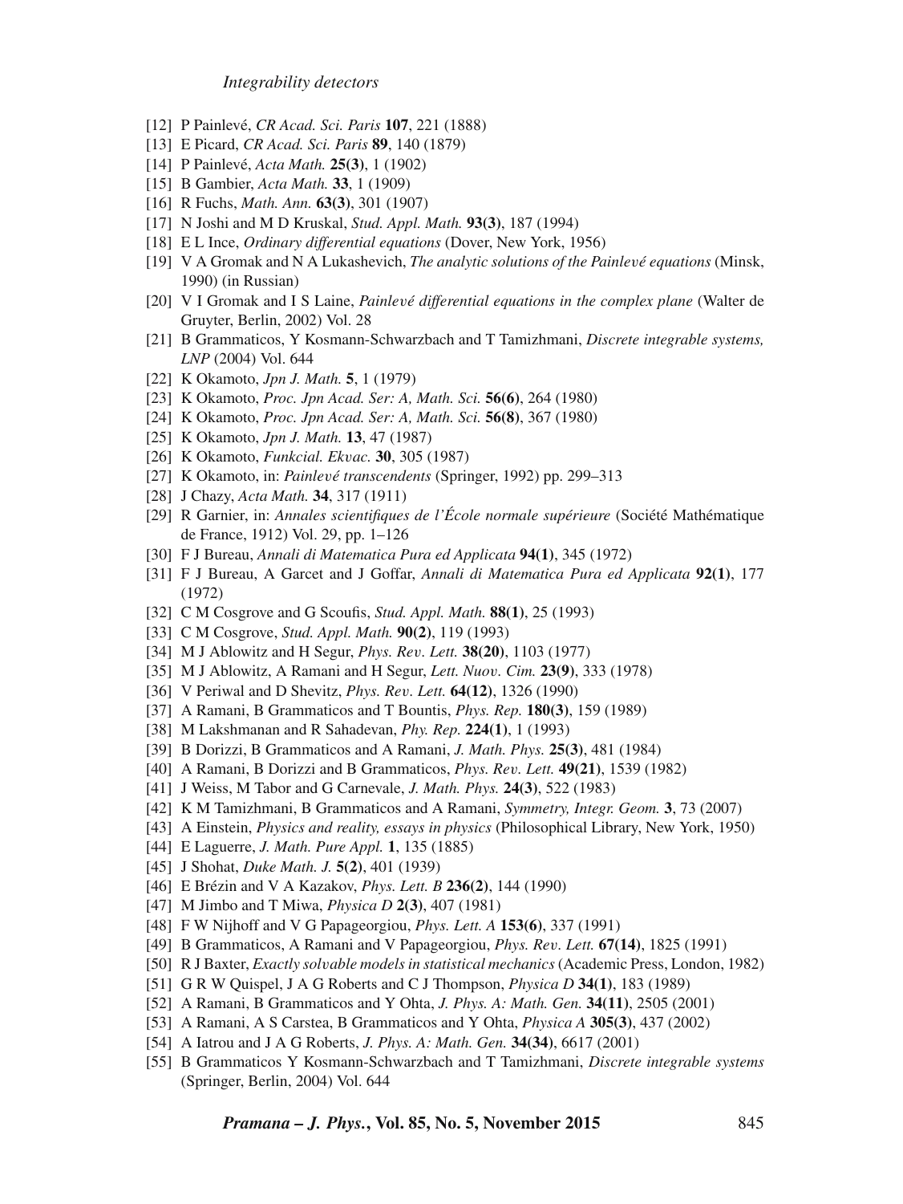[12] P Painlevé, *CR Acad. Sci. Paris* **107**, 221 (1888)

[13] E Picard, *CR Acad. Sci. Paris* **89**, 140 (1879)

[14] P Painlevé, *Acta Math.* **25(3)**, 1 (1902)

[15] B Gambier, *Acta Math.* **33**, 1 (1909)

[16] R Fuchs, *Math. Ann.* **63(3)**, 301 (1907)

[17] N Joshi and M D Kruskal, *Stud. Appl. Math.* **93(3)**, 187 (1994)

[18] E L Ince, *Ordinary differential equations* (Dover, New York, 1956)

[19] V A Gromak and N A Lukashevich, *The analytic solutions of the Painlevé equations* (Minsk, 1990) (in Russian)

[20] V I Gromak and I S Laine, *Painlevé differential equations in the complex plane* (Walter de Gruyter, Berlin, 2002) Vol. 28

[21] B Grammaticos, Y Kosmann-Schwarzbach and T Tamizhmani, *Discrete integrable systems, LNP* (2004) Vol. 644

[22] K Okamoto, *Jpn J. Math.* **5**, 1 (1979)

[23] K Okamoto, *Proc. Jpn Acad. Ser: A, Math. Sci.* **56(6)**, 264 (1980)

[24] K Okamoto, *Proc. Jpn Acad. Ser: A, Math. Sci.* **56(8)**, 367 (1980)

[25] K Okamoto, *Jpn J. Math.* **13**, 47 (1987)

[26] K Okamoto, *Funkcial. Ekvac.* **30**, 305 (1987)

[27] K Okamoto, in: *Painlevé transcendents* (Springer, 1992) pp. 299–313

[28] J Chazy, *Acta Math.* **34**, 317 (1911)

[29] R Garnier, in: *Annales scientifiques de l'École normale supérieure* (Société Mathématique de France, 1912) Vol. 29, pp. 1–126

[30] F J Bureau, *Annali di Matematica Pura ed Applicata* **94(1)**, 345 (1972)

[31] F J Bureau, A Garcet and J Goffar, *Annali di Matematica Pura ed Applicata* **92(1)**, 177 (1972)

[32] C M Cosgrove and G Scoufis, *Stud. Appl. Math.* **88(1)**, 25 (1993)

[33] C M Cosgrove, *Stud. Appl. Math.* **90(2)**, 119 (1993)

[34] M J Ablowitz and H Segur, *Phys. Rev. Lett.* **38(20)**, 1103 (1977)

[35] M J Ablowitz, A Ramani and H Segur, *Lett. Nuov. Cim.* **23(9)**, 333 (1978)

[36] V Periwal and D Shevitz, *Phys. Rev. Lett.* **64(12)**, 1326 (1990)

[37] A Ramani, B Grammaticos and T Bountis, *Phys. Rep.* **180(3)**, 159 (1989)

[38] M Lakshmanan and R Sahadevan, *Phy. Rep.* **224(1)**, 1 (1993)

[39] B Dorizzi, B Grammaticos and A Ramani, *J. Math. Phys.* **25(3)**, 481 (1984)

[40] A Ramani, B Dorizzi and B Grammaticos, *Phys. Rev. Lett.* **49(21)**, 1539 (1982)

[41] J Weiss, M Tabor and G Carnevale, *J. Math. Phys.* **24(3)**, 522 (1983)

[42] K M Tamizhmani, B Grammaticos and A Ramani, *Symmetry, Integr. Geom.* **3**, 73 (2007)

[43] A Einstein, *Physics and reality, essays in physics* (Philosophical Library, New York, 1950)

[44] E Laguerre, *J. Math. Pure Appl.* **1**, 135 (1885)

[45] J Shohat, *Duke Math. J.* **5(2)**, 401 (1939)

[46] E Brézin and V A Kazakov, *Phys. Lett. B* **236(2)**, 144 (1990)

[47] M Jimbo and T Miwa, *Physica D* **2(3)**, 407 (1981)

[48] F W Nijhoff and V G Papageorgiou, *Phys. Lett. A* **153(6)**, 337 (1991)

[49] B Grammaticos, A Ramani and V Papageorgiou, *Phys. Rev. Lett.* **67(14)**, 1825 (1991)

[50] R J Baxter, *Exactly solvable models in statistical mechanics* (Academic Press, London, 1982)

[51] G R W Quispel, J A G Roberts and C J Thompson, *Physica D* **34(1)**, 183 (1989)

[52] A Ramani, B Grammaticos and Y Ohta, *J. Phys. A: Math. Gen.* **34(11)**, 2505 (2001)

[53] A Ramani, A S Carstea, B Grammaticos and Y Ohta, *Physica A* **305(3)**, 437 (2002)

[54] A Iatrou and J A G Roberts, *J. Phys. A: Math. Gen.* **34(34)**, 6617 (2001)

[55] B Grammaticos Y Kosmann-Schwarzbach and T Tamizhmani, *Discrete integrable systems* (Springer, Berlin, 2004) Vol. 644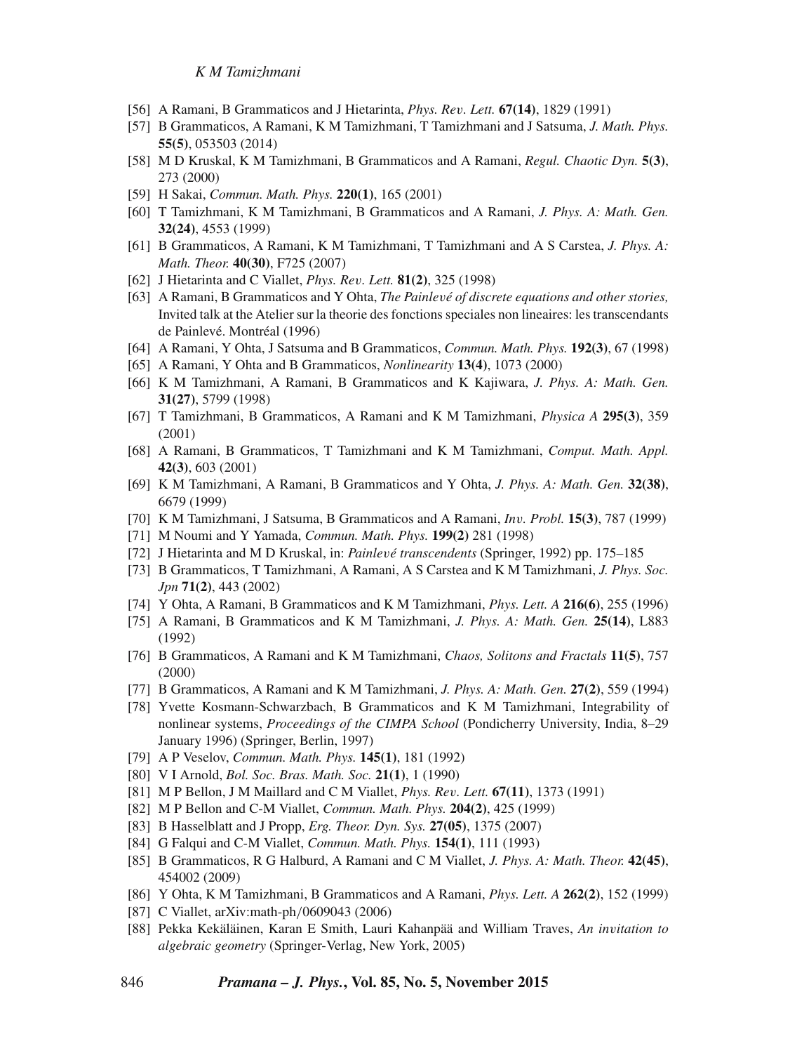[56] A Ramani, B Grammaticos and J Hietarinta, *Phys. Rev. Lett.* **67(14)**, 1829 (1991)

[57] B Grammaticos, A Ramani, K M Tamizhmani, T Tamizhmani and J Satsuma, *J. Math. Phys.* **55(5)**, 053503 (2014)

[58] M D Kruskal, K M Tamizhmani, B Grammaticos and A Ramani, *Regul. Chaotic Dyn.* **5(3)**, 273 (2000)

[59] H Sakai, *Commun. Math. Phys.* **220(1)**, 165 (2001)

[60] T Tamizhmani, K M Tamizhmani, B Grammaticos and A Ramani, *J. Phys. A: Math. Gen.* **32(24)**, 4553 (1999)

[61] B Grammaticos, A Ramani, K M Tamizhmani, T Tamizhmani and A S Carstea, *J. Phys. A: Math. Theor.* **40(30)**, F725 (2007)

[62] J Hietarinta and C Viallet, *Phys. Rev. Lett.* **81(2)**, 325 (1998)

[63] A Ramani, B Grammaticos and Y Ohta, *The Painlevé of discrete equations and other stories,* Invited talk at the Atelier sur la theorie des fonctions speciales non lineaires: les transcendants de Painlevé. Montréal (1996)

[64] A Ramani, Y Ohta, J Satsuma and B Grammaticos, *Commun. Math. Phys.* **192(3)**, 67 (1998)

[65] A Ramani, Y Ohta and B Grammaticos, *Nonlinearity* **13(4)**, 1073 (2000)

[66] K M Tamizhmani, A Ramani, B Grammaticos and K Kajiwara, *J. Phys. A: Math. Gen.* **31(27)**, 5799 (1998)

[67] T Tamizhmani, B Grammaticos, A Ramani and K M Tamizhmani, *Physica A* **295(3)**, 359 (2001)

[68] A Ramani, B Grammaticos, T Tamizhmani and K M Tamizhmani, *Comput. Math. Appl.* **42(3)**, 603 (2001)

[69] K M Tamizhmani, A Ramani, B Grammaticos and Y Ohta, *J. Phys. A: Math. Gen.* **32(38)**, 6679 (1999)

[70] K M Tamizhmani, J Satsuma, B Grammaticos and A Ramani, *Inv. Probl.* **15(3)**, 787 (1999)

[71] M Noumi and Y Yamada, *Commun. Math. Phys.* **199(2)** 281 (1998)

[72] J Hietarinta and M D Kruskal, in: *Painlevé transcendents* (Springer, 1992) pp. 175–185

[73] B Grammaticos, T Tamizhmani, A Ramani, A S Carstea and K M Tamizhmani, *J. Phys. Soc. Jpn* **71(2)**, 443 (2002)

[74] Y Ohta, A Ramani, B Grammaticos and K M Tamizhmani, *Phys. Lett. A* **216(6)**, 255 (1996)

[75] A Ramani, B Grammaticos and K M Tamizhmani, *J. Phys. A: Math. Gen.* **25(14)**, L883 (1992)

[76] B Grammaticos, A Ramani and K M Tamizhmani, *Chaos, Solitons and Fractals* **11(5)**, 757 (2000)

[77] B Grammaticos, A Ramani and K M Tamizhmani, *J. Phys. A: Math. Gen.* **27(2)**, 559 (1994)

[78] Yvette Kosmann-Schwarzbach, B Grammaticos and K M Tamizhmani, Integrability of nonlinear systems, *Proceedings of the CIMPA School* (Pondicherry University, India, 8–29 January 1996) (Springer, Berlin, 1997)

[79] A P Veselov, *Commun. Math. Phys.* **145(1)**, 181 (1992)

[80] V I Arnold, *Bol. Soc. Bras. Math. Soc.* **21(1)**, 1 (1990)

[81] M P Bellon, J M Maillard and C M Viallet, *Phys. Rev. Lett.* **67(11)**, 1373 (1991)

[82] M P Bellon and C-M Viallet, *Commun. Math. Phys.* **204(2)**, 425 (1999)

[83] B Hasselblatt and J Propp, *Erg. Theor. Dyn. Sys.* **27(05)**, 1375 (2007)

[84] G Falqui and C-M Viallet, *Commun. Math. Phys.* **154(1)**, 111 (1993)

[85] B Grammaticos, R G Halburd, A Ramani and C M Viallet, *J. Phys. A: Math. Theor.* **42(45)**, 454002 (2009)

[86] Y Ohta, K M Tamizhmani, B Grammaticos and A Ramani, *Phys. Lett. A* **262(2)**, 152 (1999)

[87] C Viallet, arXiv:math-ph/0609043 (2006)

[88] Pekka Kekäläinen, Karan E Smith, Lauri Kahanpää and William Traves, *An invitation to algebraic geometry* (Springer-Verlag, New York, 2005)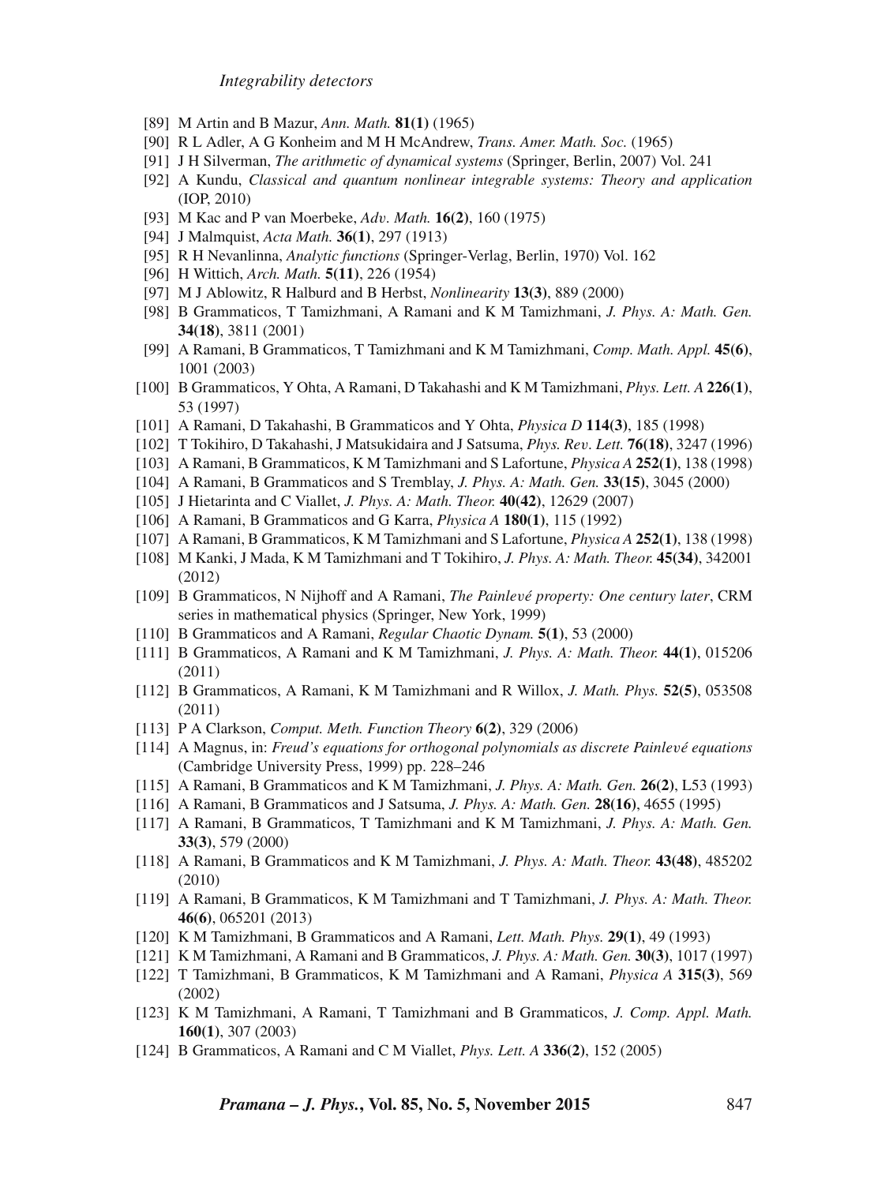[89] M Artin and B Mazur, *Ann. Math.* **81(1)** (1965)

[90] R L Adler, A G Konheim and M H McAndrew, *Trans. Amer. Math. Soc.* (1965)

[91] J H Silverman, *The arithmetic of dynamical systems* (Springer, Berlin, 2007) Vol. 241

[92] A Kundu, *Classical and quantum nonlinear integrable systems: Theory and application* (IOP, 2010)

[93] M Kac and P van Moerbeke, *Adv. Math.* **16(2)**, 160 (1975)

[94] J Malmquist, *Acta Math.* **36(1)**, 297 (1913)

[95] R H Nevanlinna, *Analytic functions* (Springer-Verlag, Berlin, 1970) Vol. 162

[96] H Wittich, *Arch. Math.* **5(11)**, 226 (1954)

[97] M J Ablowitz, R Halburd and B Herbst, *Nonlinearity* **13(3)**, 889 (2000)

[98] B Grammaticos, T Tamizhmani, A Ramani and K M Tamizhmani, *J. Phys. A: Math. Gen.* **34(18)**, 3811 (2001)

[99] A Ramani, B Grammaticos, T Tamizhmani and K M Tamizhmani, *Comp. Math. Appl.* **45(6)**, 1001 (2003)

[100] B Grammaticos, Y Ohta, A Ramani, D Takahashi and K M Tamizhmani, *Phys. Lett. A* **226(1)**, 53 (1997)

[101] A Ramani, D Takahashi, B Grammaticos and Y Ohta, *Physica D* **114(3)**, 185 (1998)

[102] T Tokihiro, D Takahashi, J Matsukidaira and J Satsuma, *Phys. Rev. Lett.* **76(18)**, 3247 (1996)

[103] A Ramani, B Grammaticos, K M Tamizhmani and S Lafortune, *Physica A* **252(1)**, 138 (1998)

[104] A Ramani, B Grammaticos and S Tremblay, *J. Phys. A: Math. Gen.* **33(15)**, 3045 (2000)

[105] J Hietarinta and C Viallet, *J. Phys. A: Math. Theor.* **40(42)**, 12629 (2007)

[106] A Ramani, B Grammaticos and G Karra, *Physica A* **180(1)**, 115 (1992)

[107] A Ramani, B Grammaticos, K M Tamizhmani and S Lafortune, *Physica A* **252(1)**, 138 (1998)

[108] M Kanki, J Mada, K M Tamizhmani and T Tokihiro, *J. Phys. A: Math. Theor.* **45(34)**, 342001 (2012)

[109] B Grammaticos, N Nijhoff and A Ramani, *The Painlevé property: One century later*, CRM series in mathematical physics (Springer, New York, 1999)

[110] B Grammaticos and A Ramani, *Regular Chaotic Dynam.* **5(1)**, 53 (2000)

[111] B Grammaticos, A Ramani and K M Tamizhmani, *J. Phys. A: Math. Theor.* **44(1)**, 015206 (2011)

[112] B Grammaticos, A Ramani, K M Tamizhmani and R Willox, *J. Math. Phys.* **52(5)**, 053508 (2011)

[113] P A Clarkson, *Comput. Meth. Function Theory* **6(2)**, 329 (2006)

[114] A Magnus, in: *Freud's equations for orthogonal polynomials as discrete Painlevé equations* (Cambridge University Press, 1999) pp. 228–246

[115] A Ramani, B Grammaticos and K M Tamizhmani, *J. Phys. A: Math. Gen.* **26(2)**, L53 (1993)

[116] A Ramani, B Grammaticos and J Satsuma, *J. Phys. A: Math. Gen.* **28(16)**, 4655 (1995)

[117] A Ramani, B Grammaticos, T Tamizhmani and K M Tamizhmani, *J. Phys. A: Math. Gen.* **33(3)**, 579 (2000)

[118] A Ramani, B Grammaticos and K M Tamizhmani, *J. Phys. A: Math. Theor.* **43(48)**, 485202 (2010)

[119] A Ramani, B Grammaticos, K M Tamizhmani and T Tamizhmani, *J. Phys. A: Math. Theor.* **46(6)**, 065201 (2013)

[120] K M Tamizhmani, B Grammaticos and A Ramani, *Lett. Math. Phys.* **29(1)**, 49 (1993)

[121] K M Tamizhmani, A Ramani and B Grammaticos, *J. Phys. A: Math. Gen.* **30(3)**, 1017 (1997)

[122] T Tamizhmani, B Grammaticos, K M Tamizhmani and A Ramani, *Physica A* **315(3)**, 569 (2002)

[123] K M Tamizhmani, A Ramani, T Tamizhmani and B Grammaticos, *J. Comp. Appl. Math.* **160(1)**, 307 (2003)

[124] B Grammaticos, A Ramani and C M Viallet, *Phys. Lett. A* **336(2)**, 152 (2005)